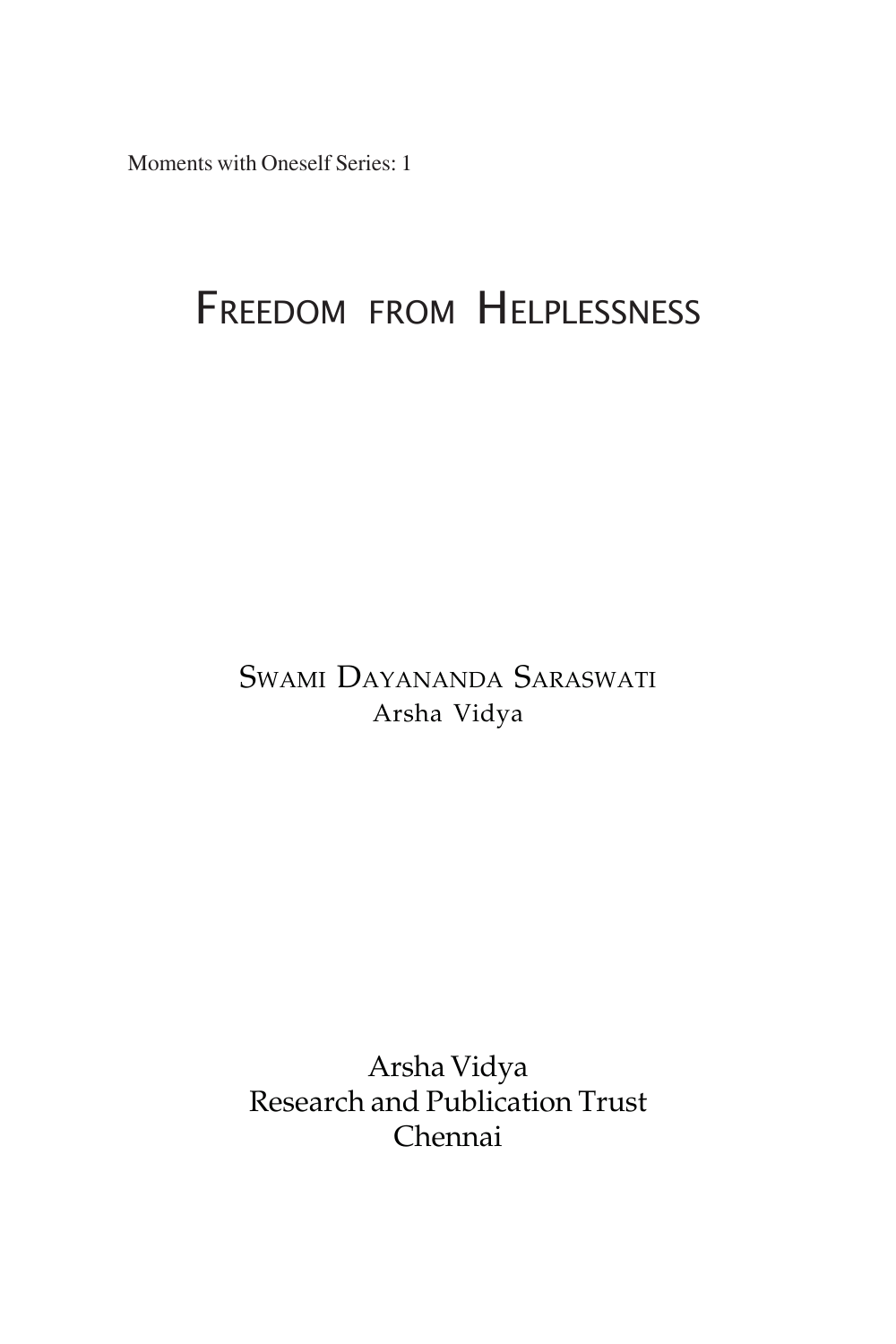Moments with Oneself Series: 1

# FREEDOM FROM HELPLESSNESS

SWAMI DAYANANDA SARASWATI
Arsha Vidya

Arsha Vidya
Research and Publication Trust
Chennai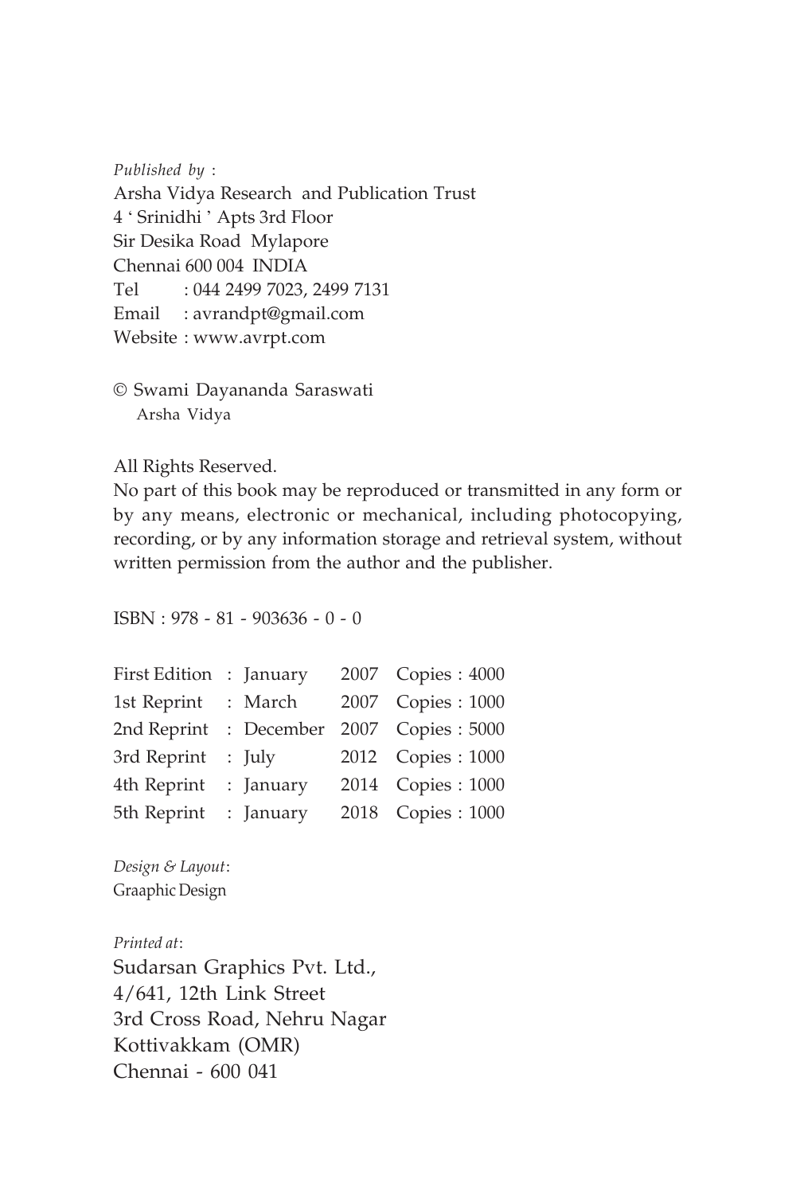*Published by* :

Arsha Vidya Research and Publication Trust
4 ' Srinidhi ' Apts 3rd Floor
Sir Desika Road Mylapore
Chennai 600 004 INDIA
Tel : 044 2499 7023, 2499 7131
Email : avrandpt@gmail.com
Website : www.avrpt.com

© Swami Dayananda Saraswati
Arsha Vidya

All Rights Reserved.
No part of this book may be reproduced or transmitted in any form or by any means, electronic or mechanical, including photocopying, recording, or by any information storage and retrieval system, without written permission from the author and the publisher.

ISBN : 978 - 81 - 903636 - 0 - 0

| | | | |
|---|---|---|---|
| First Edition | : January | 2007 | Copies : 4000 |
| 1st Reprint | : March | 2007 | Copies : 1000 |
| 2nd Reprint | : December | 2007 | Copies : 5000 |
| 3rd Reprint | : July | 2012 | Copies : 1000 |
| 4th Reprint | : January | 2014 | Copies : 1000 |
| 5th Reprint | : January | 2018 | Copies : 1000 |

*Design & Layout*:
Graaphic Design

*Printed at*:
Sudarsan Graphics Pvt. Ltd.,
4/641, 12th Link Street
3rd Cross Road, Nehru Nagar
Kottivakkam (OMR)
Chennai - 600 041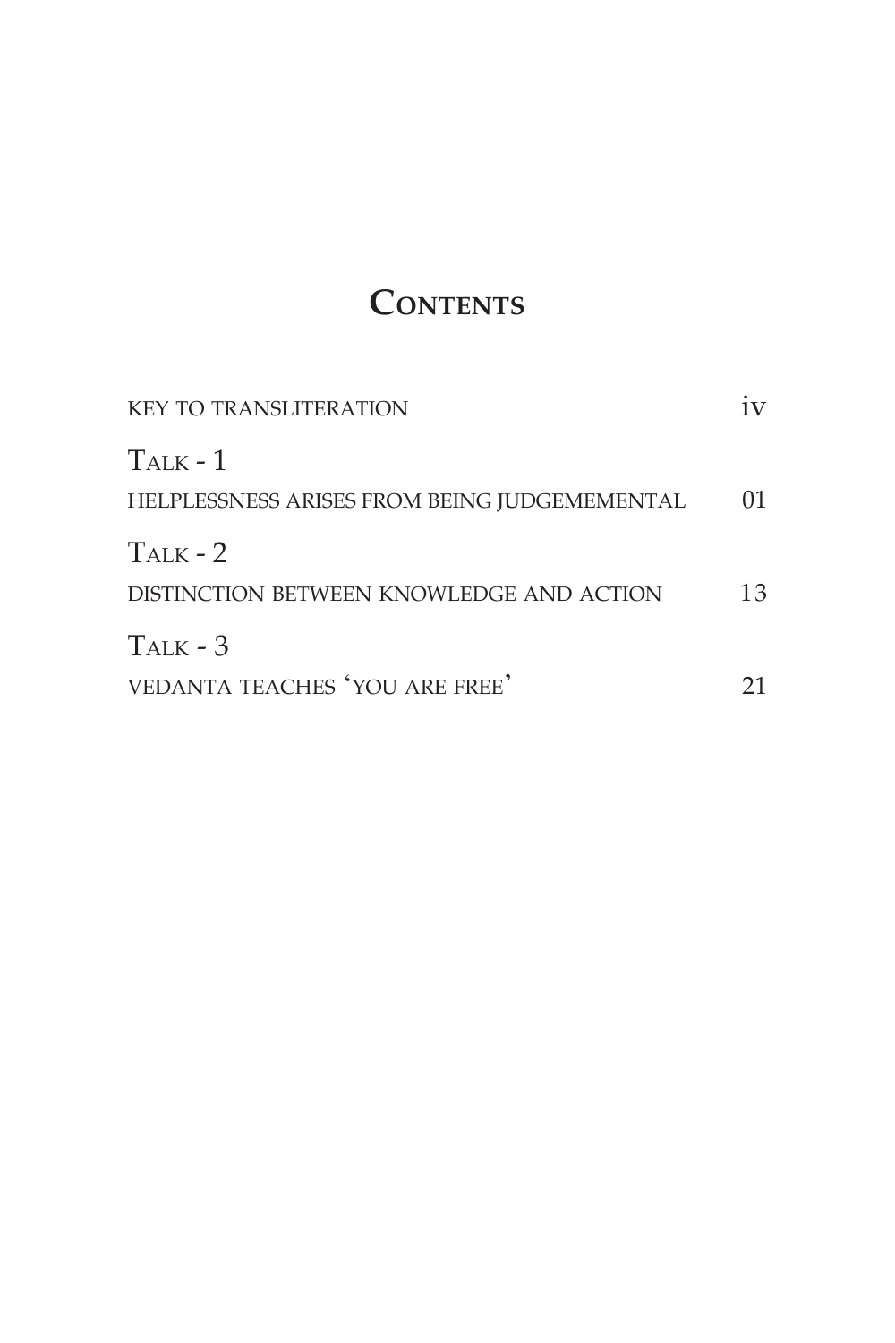# Contents

| | |
|---|---|
| KEY TO TRANSLITERATION | iv |
| TALK - 1 | |
| HELPLESSNESS ARISES FROM BEING JUDGEMEMENTAL | 01 |
| TALK - 2 | |
| DISTINCTION BETWEEN KNOWLEDGE AND ACTION | 13 |
| TALK - 3 | |
| VEDANTA TEACHES 'YOU ARE FREE' | 21 |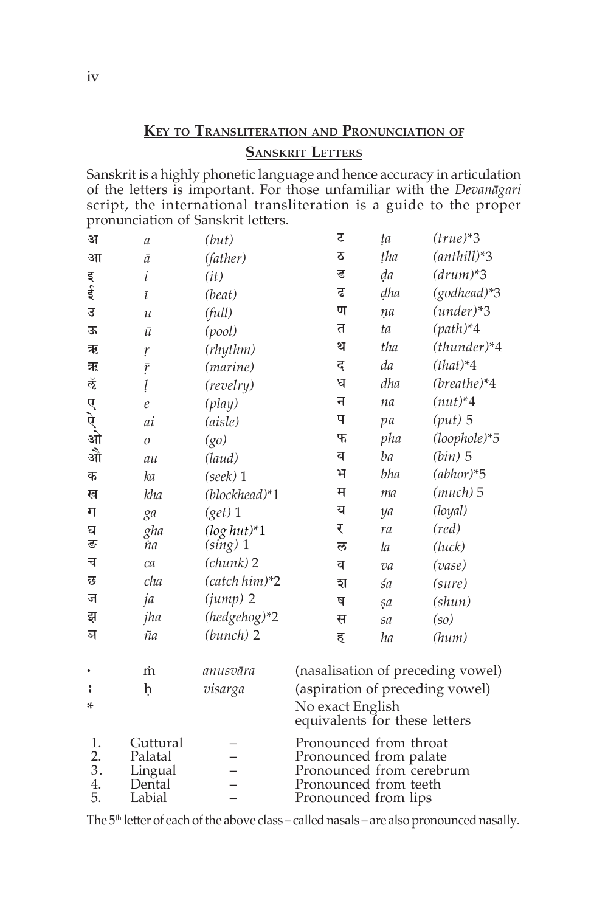## KEY TO TRANSLITERATION AND PRONUNCIATION OF SANSKRIT LETTERS

Sanskrit is a highly phonetic language and hence accuracy in articulation of the letters is important. For those unfamiliar with the *Devanāgari* script, the international transliteration is a guide to the proper pronunciation of Sanskrit letters.

| | | | | | |
|---|---|---|---|---|---|
| अ | *a* | *(but)* | ट | *ṭa* | *(true)*\*3 |
| आ | *ā* | *(father)* | ठ | *ṭha* | *(anthill)*\*3 |
| इ | *i* | *(it)* | ड | *ḍa* | *(drum)*\*3 |
| ई | *ī* | *(beat)* | ढ | *ḍha* | *(godhead)*\*3 |
| उ | *u* | *(full)* | ण | *ṇa* | *(under)*\*3 |
| ऊ | *ū* | *(pool)* | त | *ta* | *(path)*\*4 |
| ऋ | *ṛ* | *(rhythm)* | थ | *tha* | *(thunder)*\*4 |
| ॠ | *ṝ* | *(marine)* | द | *da* | *(that)*\*4 |
| ऌ | *ḷ* | *(revelry)* | ध | *dha* | *(breathe)*\*4 |
| ए | *e* | *(play)* | न | *na* | *(nut)*\*4 |
| ऐ | *ai* | *(aisle)* | प | *pa* | *(put)* 5 |
| ओ | *o* | *(go)* | फ | *pha* | *(loophole)*\*5 |
| औ | *au* | *(laud)* | ब | *ba* | *(bin)* 5 |
| क | *ka* | *(seek)* 1 | भ | *bha* | *(abhor)*\*5 |
| ख | *kha* | *(blockhead)*\*1 | म | *ma* | *(much)* 5 |
| ग | *ga* | *(get)* 1 | य | *ya* | *(loyal)* |
| घ | *gha* | *(log hut)*\*1 | र | *ra* | *(red)* |
| ङ | *ṅa* | *(sing)* 1 | ल | *la* | *(luck)* |
| च | *ca* | *(chunk)* 2 | व | *va* | *(vase)* |
| छ | *cha* | *(catch him)*\*2 | श | *śa* | *(sure)* |
| ज | *ja* | *(jump)* 2 | ष | *ṣa* | *(shun)* |
| झ | *jha* | *(hedgehog)*\*2 | स | *sa* | *(so)* |
| ञ | *ña* | *(bunch)* 2 | ह | *ha* | *(hum)* |

| | | | |
|---|---|---|---|
| ं | ṁ | *anusvāra* | (nasalisation of preceding vowel) |
| ः | ḥ | *visarga* | (aspiration of preceding vowel) |
| \* | | | No exact English equivalents for these letters |

| | | | |
|---|---|---|---|
| 1. | Guttural | – | Pronounced from throat |
| 2. | Palatal | – | Pronounced from palate |
| 3. | Lingual | – | Pronounced from cerebrum |
| 4. | Dental | – | Pronounced from teeth |
| 5. | Labial | – | Pronounced from lips |

The 5th letter of each of the above class – called nasals – are also pronounced nasally.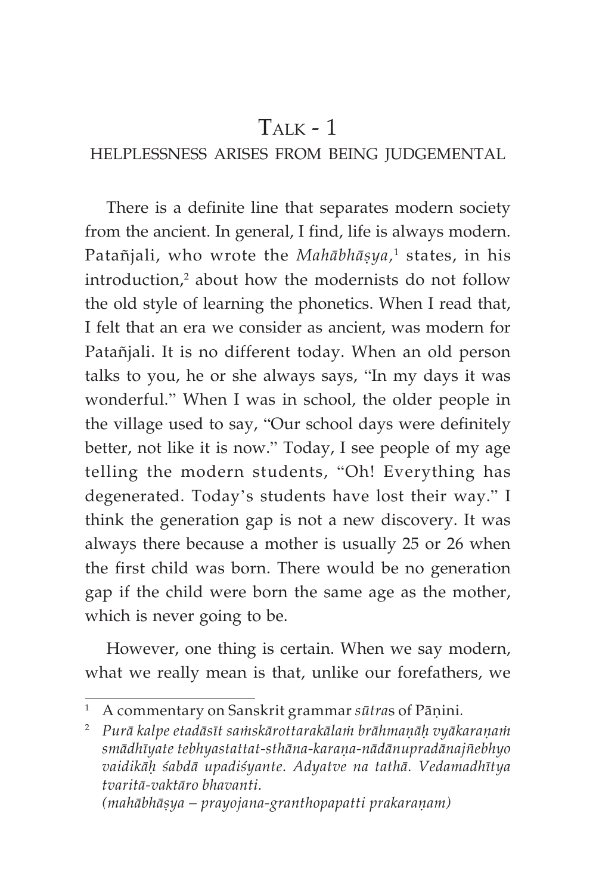# Talk - 1

## HELPLESSNESS ARISES FROM BEING JUDGEMENTAL

There is a definite line that separates modern society from the ancient. In general, I find, life is always modern. Patañjali, who wrote the *Mahābhāṣya,*[1] states, in his introduction,[2] about how the modernists do not follow the old style of learning the phonetics. When I read that, I felt that an era we consider as ancient, was modern for Patañjali. It is no different today. When an old person talks to you, he or she always says, "In my days it was wonderful." When I was in school, the older people in the village used to say, "Our school days were definitely better, not like it is now." Today, I see people of my age telling the modern students, "Oh! Everything has degenerated. Today's students have lost their way." I think the generation gap is not a new discovery. It was always there because a mother is usually 25 or 26 when the first child was born. There would be no generation gap if the child were born the same age as the mother, which is never going to be.

However, one thing is certain. When we say modern, what we really mean is that, unlike our forefathers, we

---

[1] A commentary on Sanskrit grammar *sūtra*s of Pāṇini.

[2] *Purā kalpe etadāsīt saṁskārottarakālaṁ brāhmaṇāḥ vyākaraṇaṁ smādhīyate tebhyastattat-sthāna-karaṇa-nādānupradānajñebhyo vaidikāḥ śabdā upadiśyante. Adyatve na tathā. Vedamadhītya tvaritā-vaktāro bhavanti.*
*(mahābhāṣya – prayojana-granthopapatti prakaraṇam)*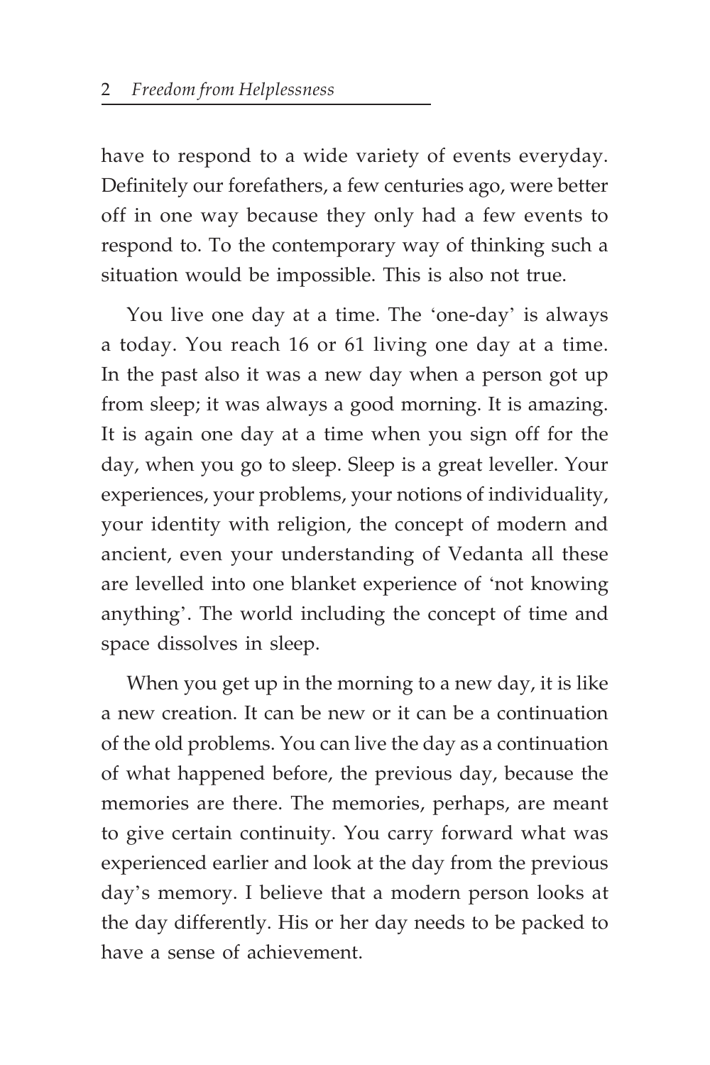have to respond to a wide variety of events everyday. Definitely our forefathers, a few centuries ago, were better off in one way because they only had a few events to respond to. To the contemporary way of thinking such a situation would be impossible. This is also not true.

You live one day at a time. The 'one-day' is always a today. You reach 16 or 61 living one day at a time. In the past also it was a new day when a person got up from sleep; it was always a good morning. It is amazing. It is again one day at a time when you sign off for the day, when you go to sleep. Sleep is a great leveller. Your experiences, your problems, your notions of individuality, your identity with religion, the concept of modern and ancient, even your understanding of Vedanta all these are levelled into one blanket experience of 'not knowing anything'. The world including the concept of time and space dissolves in sleep.

When you get up in the morning to a new day, it is like a new creation. It can be new or it can be a continuation of the old problems. You can live the day as a continuation of what happened before, the previous day, because the memories are there. The memories, perhaps, are meant to give certain continuity. You carry forward what was experienced earlier and look at the day from the previous day's memory. I believe that a modern person looks at the day differently. His or her day needs to be packed to have a sense of achievement.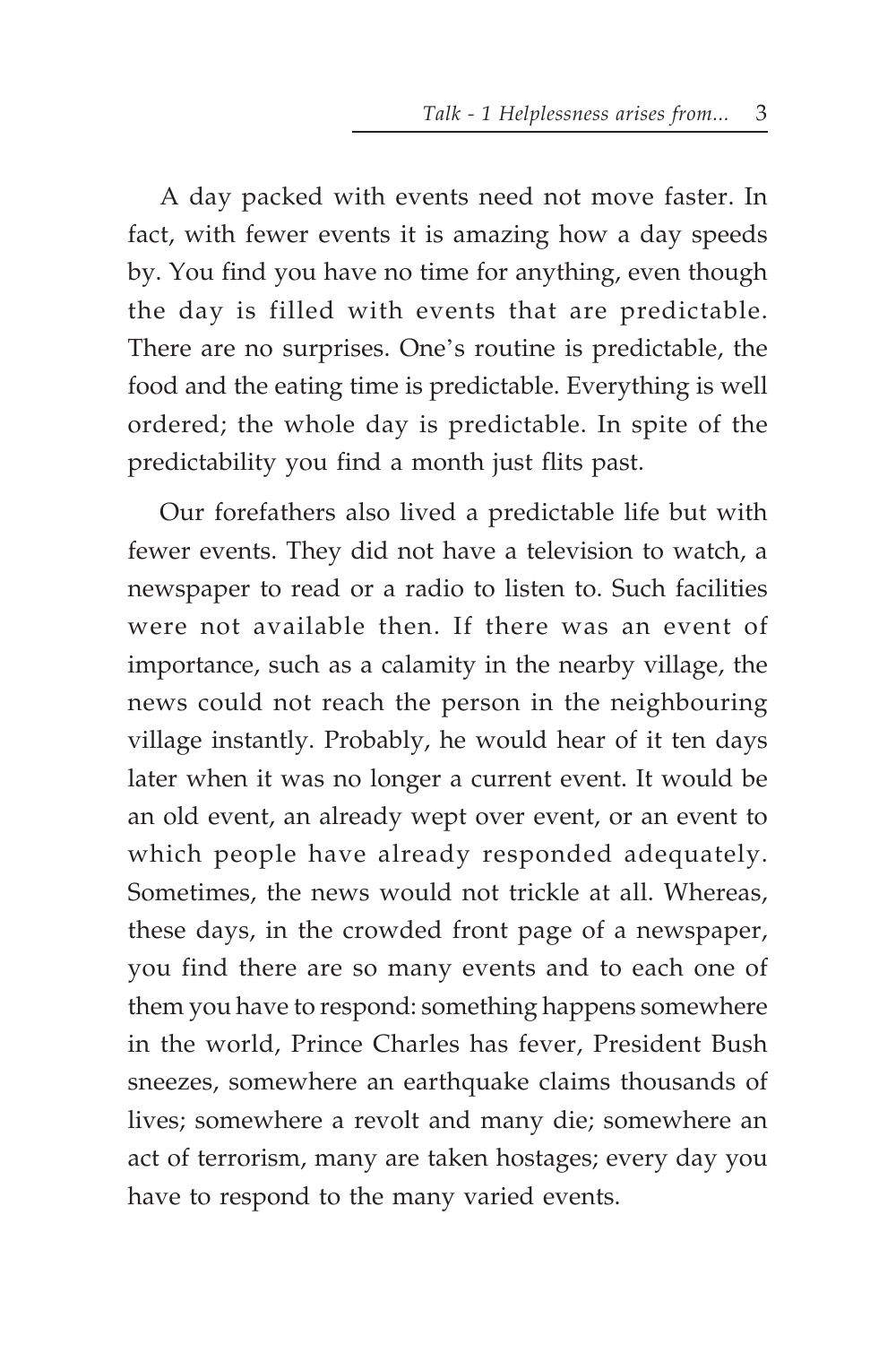A day packed with events need not move faster. In fact, with fewer events it is amazing how a day speeds by. You find you have no time for anything, even though the day is filled with events that are predictable. There are no surprises. One's routine is predictable, the food and the eating time is predictable. Everything is well ordered; the whole day is predictable. In spite of the predictability you find a month just flits past.

Our forefathers also lived a predictable life but with fewer events. They did not have a television to watch, a newspaper to read or a radio to listen to. Such facilities were not available then. If there was an event of importance, such as a calamity in the nearby village, the news could not reach the person in the neighbouring village instantly. Probably, he would hear of it ten days later when it was no longer a current event. It would be an old event, an already wept over event, or an event to which people have already responded adequately. Sometimes, the news would not trickle at all. Whereas, these days, in the crowded front page of a newspaper, you find there are so many events and to each one of them you have to respond: something happens somewhere in the world, Prince Charles has fever, President Bush sneezes, somewhere an earthquake claims thousands of lives; somewhere a revolt and many die; somewhere an act of terrorism, many are taken hostages; every day you have to respond to the many varied events.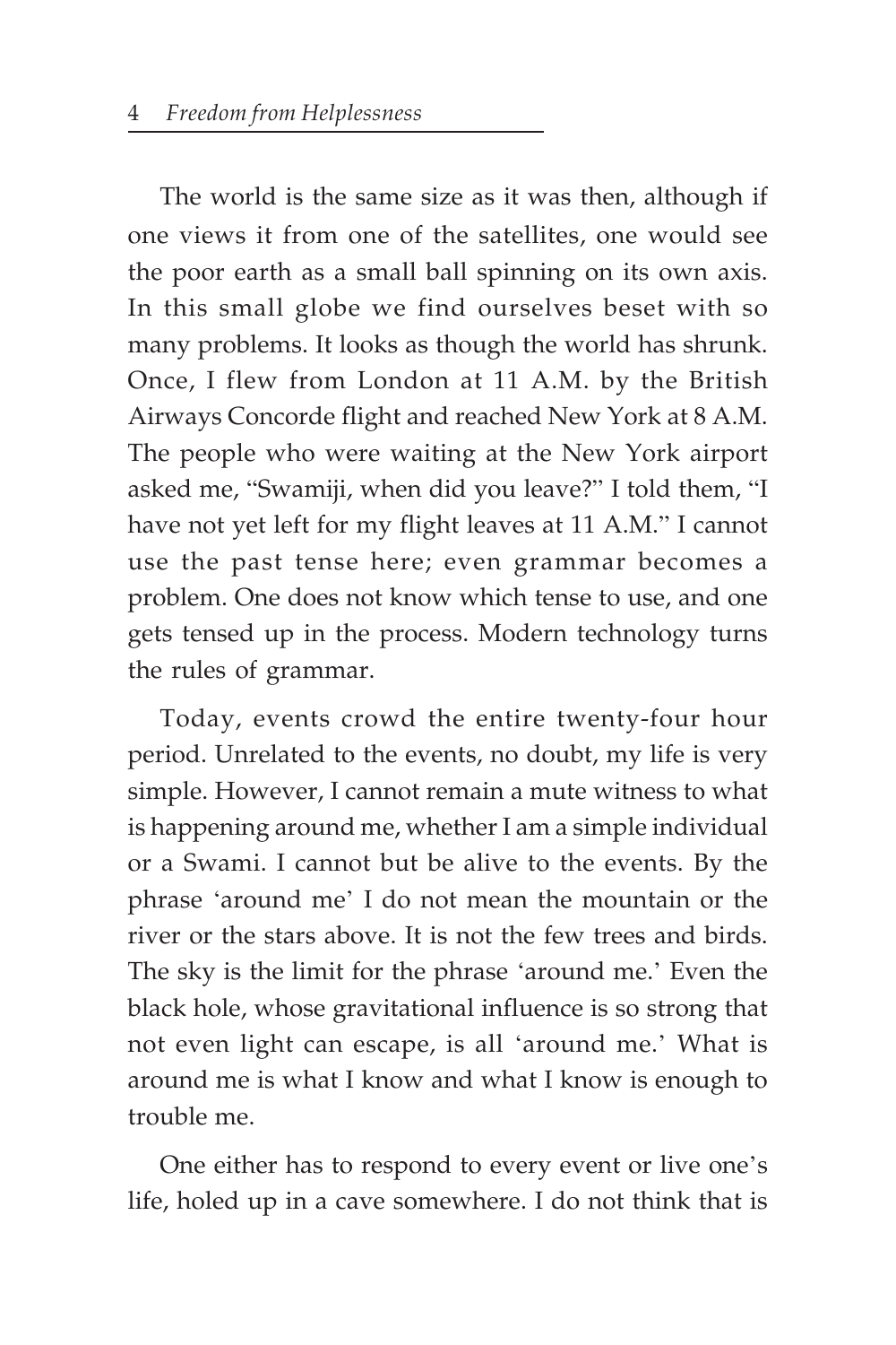The world is the same size as it was then, although if one views it from one of the satellites, one would see the poor earth as a small ball spinning on its own axis. In this small globe we find ourselves beset with so many problems. It looks as though the world has shrunk. Once, I flew from London at 11 A.M. by the British Airways Concorde flight and reached New York at 8 A.M. The people who were waiting at the New York airport asked me, "Swamiji, when did you leave?" I told them, "I have not yet left for my flight leaves at 11 A.M." I cannot use the past tense here; even grammar becomes a problem. One does not know which tense to use, and one gets tensed up in the process. Modern technology turns the rules of grammar.

Today, events crowd the entire twenty-four hour period. Unrelated to the events, no doubt, my life is very simple. However, I cannot remain a mute witness to what is happening around me, whether I am a simple individual or a Swami. I cannot but be alive to the events. By the phrase 'around me' I do not mean the mountain or the river or the stars above. It is not the few trees and birds. The sky is the limit for the phrase 'around me.' Even the black hole, whose gravitational influence is so strong that not even light can escape, is all 'around me.' What is around me is what I know and what I know is enough to trouble me.

One either has to respond to every event or live one's life, holed up in a cave somewhere. I do not think that is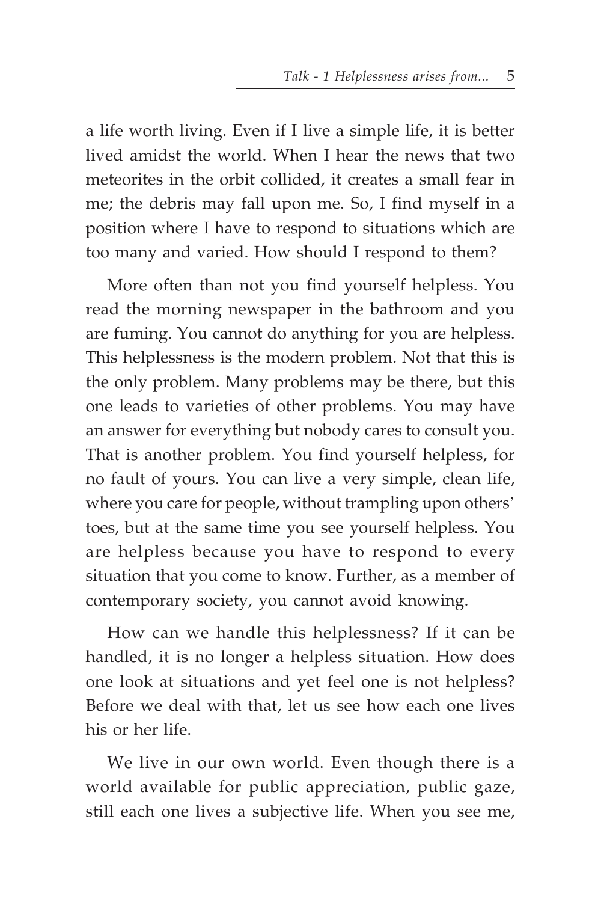a life worth living. Even if I live a simple life, it is better lived amidst the world. When I hear the news that two meteorites in the orbit collided, it creates a small fear in me; the debris may fall upon me. So, I find myself in a position where I have to respond to situations which are too many and varied. How should I respond to them?

More often than not you find yourself helpless. You read the morning newspaper in the bathroom and you are fuming. You cannot do anything for you are helpless. This helplessness is the modern problem. Not that this is the only problem. Many problems may be there, but this one leads to varieties of other problems. You may have an answer for everything but nobody cares to consult you. That is another problem. You find yourself helpless, for no fault of yours. You can live a very simple, clean life, where you care for people, without trampling upon others' toes, but at the same time you see yourself helpless. You are helpless because you have to respond to every situation that you come to know. Further, as a member of contemporary society, you cannot avoid knowing.

How can we handle this helplessness? If it can be handled, it is no longer a helpless situation. How does one look at situations and yet feel one is not helpless? Before we deal with that, let us see how each one lives his or her life.

We live in our own world. Even though there is a world available for public appreciation, public gaze, still each one lives a subjective life. When you see me,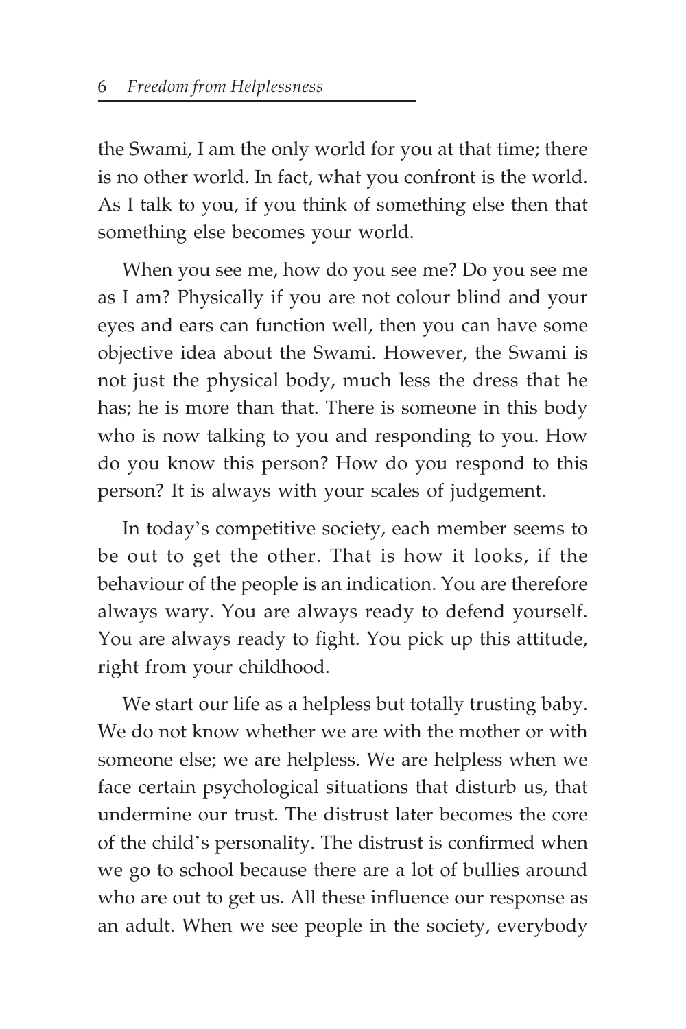the Swami, I am the only world for you at that time; there is no other world. In fact, what you confront is the world. As I talk to you, if you think of something else then that something else becomes your world.

When you see me, how do you see me? Do you see me as I am? Physically if you are not colour blind and your eyes and ears can function well, then you can have some objective idea about the Swami. However, the Swami is not just the physical body, much less the dress that he has; he is more than that. There is someone in this body who is now talking to you and responding to you. How do you know this person? How do you respond to this person? It is always with your scales of judgement.

In today's competitive society, each member seems to be out to get the other. That is how it looks, if the behaviour of the people is an indication. You are therefore always wary. You are always ready to defend yourself. You are always ready to fight. You pick up this attitude, right from your childhood.

We start our life as a helpless but totally trusting baby. We do not know whether we are with the mother or with someone else; we are helpless. We are helpless when we face certain psychological situations that disturb us, that undermine our trust. The distrust later becomes the core of the child's personality. The distrust is confirmed when we go to school because there are a lot of bullies around who are out to get us. All these influence our response as an adult. When we see people in the society, everybody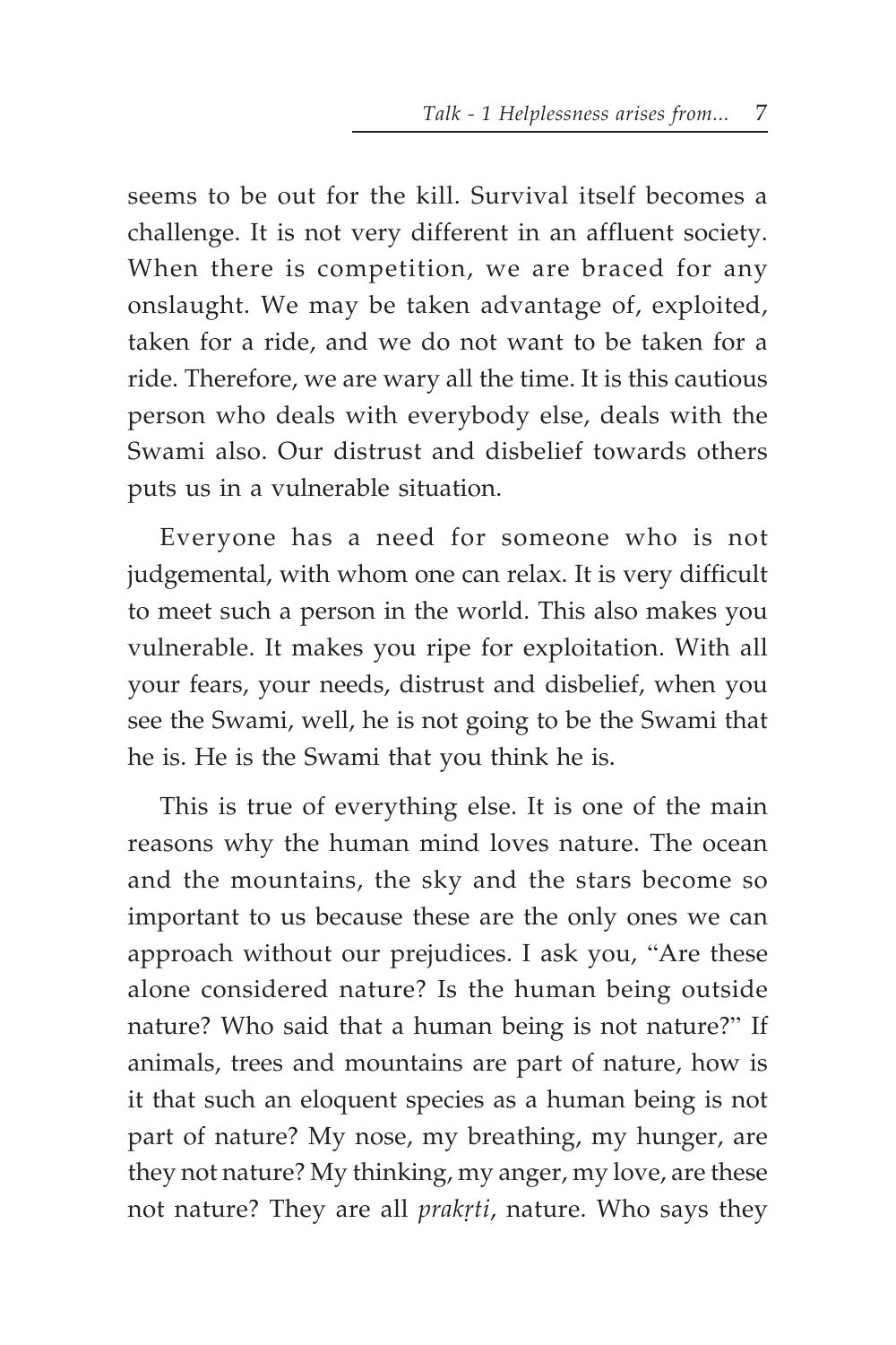seems to be out for the kill. Survival itself becomes a challenge. It is not very different in an affluent society. When there is competition, we are braced for any onslaught. We may be taken advantage of, exploited, taken for a ride, and we do not want to be taken for a ride. Therefore, we are wary all the time. It is this cautious person who deals with everybody else, deals with the Swami also. Our distrust and disbelief towards others puts us in a vulnerable situation.

Everyone has a need for someone who is not judgemental, with whom one can relax. It is very difficult to meet such a person in the world. This also makes you vulnerable. It makes you ripe for exploitation. With all your fears, your needs, distrust and disbelief, when you see the Swami, well, he is not going to be the Swami that he is. He is the Swami that you think he is.

This is true of everything else. It is one of the main reasons why the human mind loves nature. The ocean and the mountains, the sky and the stars become so important to us because these are the only ones we can approach without our prejudices. I ask you, "Are these alone considered nature? Is the human being outside nature? Who said that a human being is not nature?" If animals, trees and mountains are part of nature, how is it that such an eloquent species as a human being is not part of nature? My nose, my breathing, my hunger, are they not nature? My thinking, my anger, my love, are these not nature? They are all *prakṛti*, nature. Who says they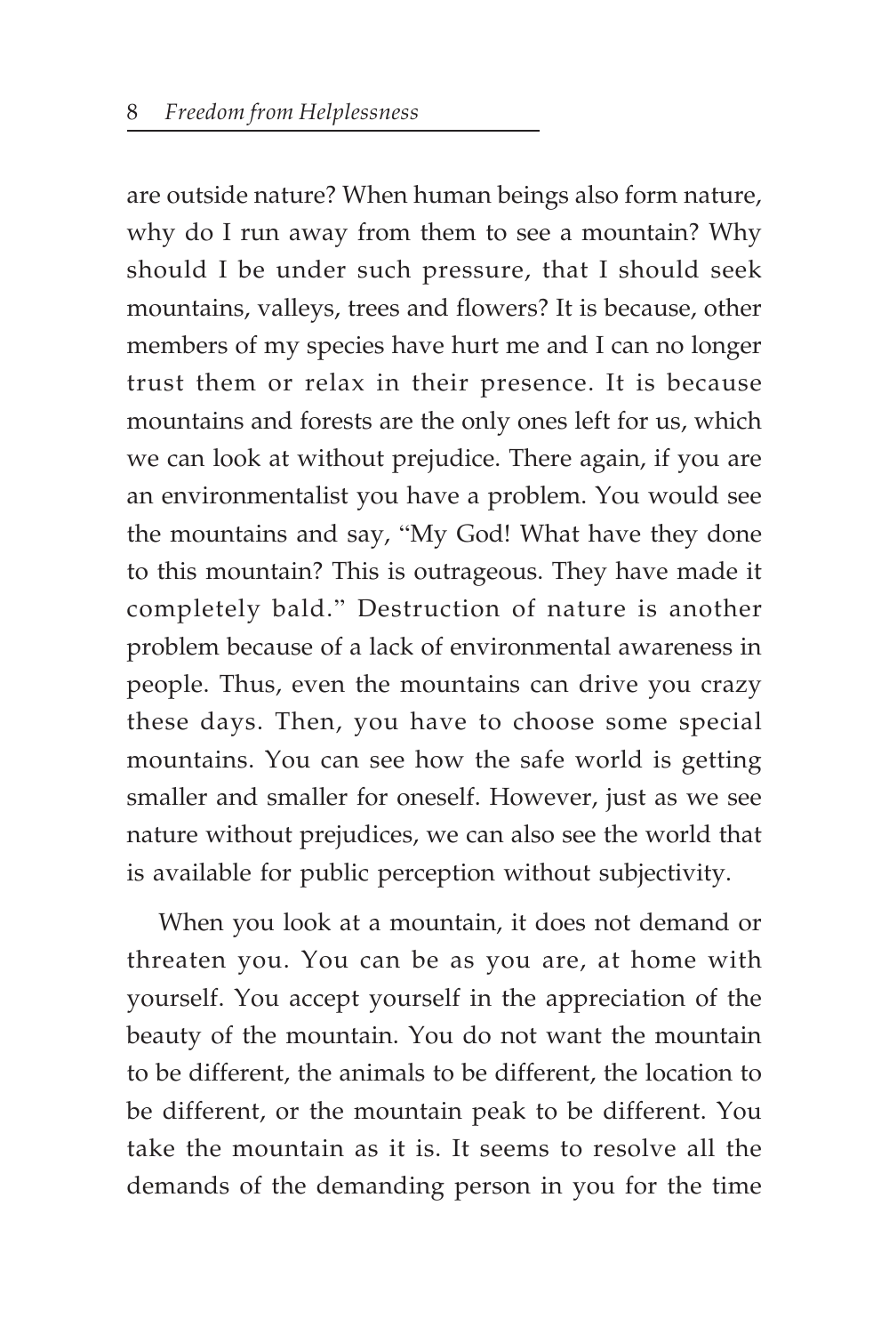are outside nature? When human beings also form nature, why do I run away from them to see a mountain? Why should I be under such pressure, that I should seek mountains, valleys, trees and flowers? It is because, other members of my species have hurt me and I can no longer trust them or relax in their presence. It is because mountains and forests are the only ones left for us, which we can look at without prejudice. There again, if you are an environmentalist you have a problem. You would see the mountains and say, "My God! What have they done to this mountain? This is outrageous. They have made it completely bald." Destruction of nature is another problem because of a lack of environmental awareness in people. Thus, even the mountains can drive you crazy these days. Then, you have to choose some special mountains. You can see how the safe world is getting smaller and smaller for oneself. However, just as we see nature without prejudices, we can also see the world that is available for public perception without subjectivity.

When you look at a mountain, it does not demand or threaten you. You can be as you are, at home with yourself. You accept yourself in the appreciation of the beauty of the mountain. You do not want the mountain to be different, the animals to be different, the location to be different, or the mountain peak to be different. You take the mountain as it is. It seems to resolve all the demands of the demanding person in you for the time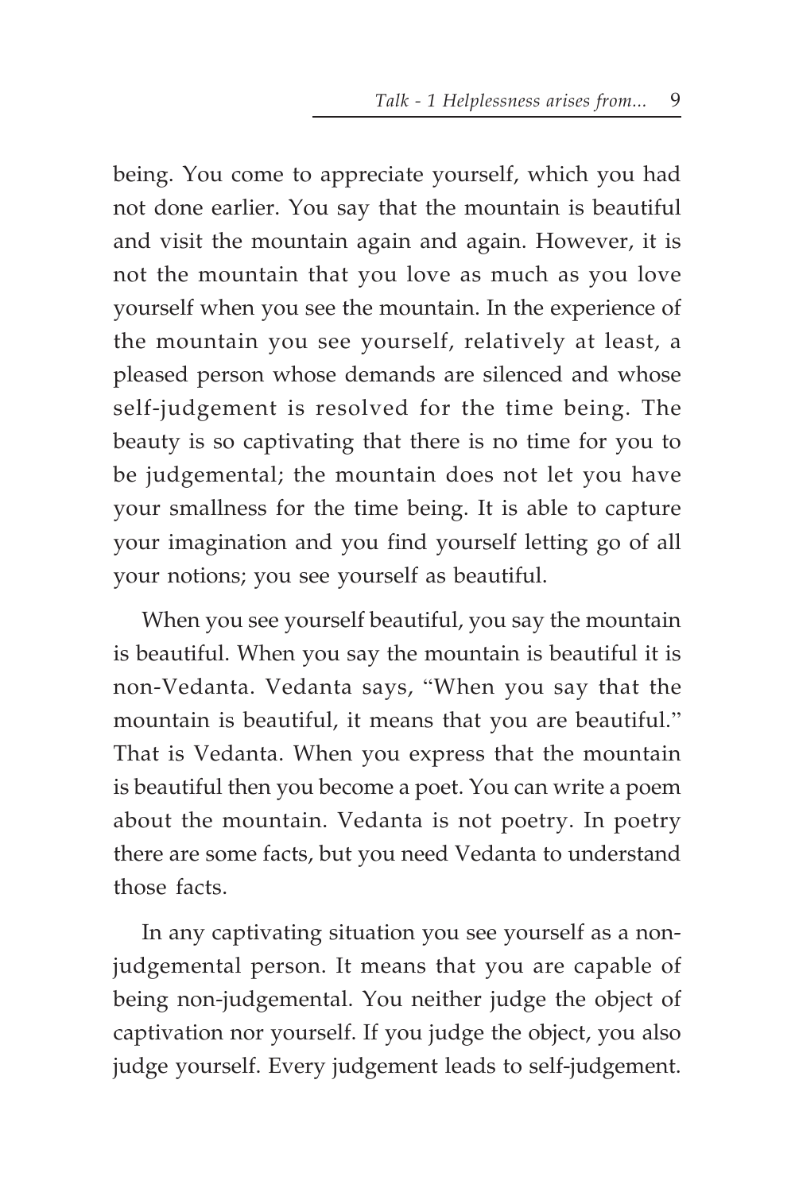being. You come to appreciate yourself, which you had not done earlier. You say that the mountain is beautiful and visit the mountain again and again. However, it is not the mountain that you love as much as you love yourself when you see the mountain. In the experience of the mountain you see yourself, relatively at least, a pleased person whose demands are silenced and whose self-judgement is resolved for the time being. The beauty is so captivating that there is no time for you to be judgemental; the mountain does not let you have your smallness for the time being. It is able to capture your imagination and you find yourself letting go of all your notions; you see yourself as beautiful.

When you see yourself beautiful, you say the mountain is beautiful. When you say the mountain is beautiful it is non-Vedanta. Vedanta says, "When you say that the mountain is beautiful, it means that you are beautiful." That is Vedanta. When you express that the mountain is beautiful then you become a poet. You can write a poem about the mountain. Vedanta is not poetry. In poetry there are some facts, but you need Vedanta to understand those facts.

In any captivating situation you see yourself as a non-judgemental person. It means that you are capable of being non-judgemental. You neither judge the object of captivation nor yourself. If you judge the object, you also judge yourself. Every judgement leads to self-judgement.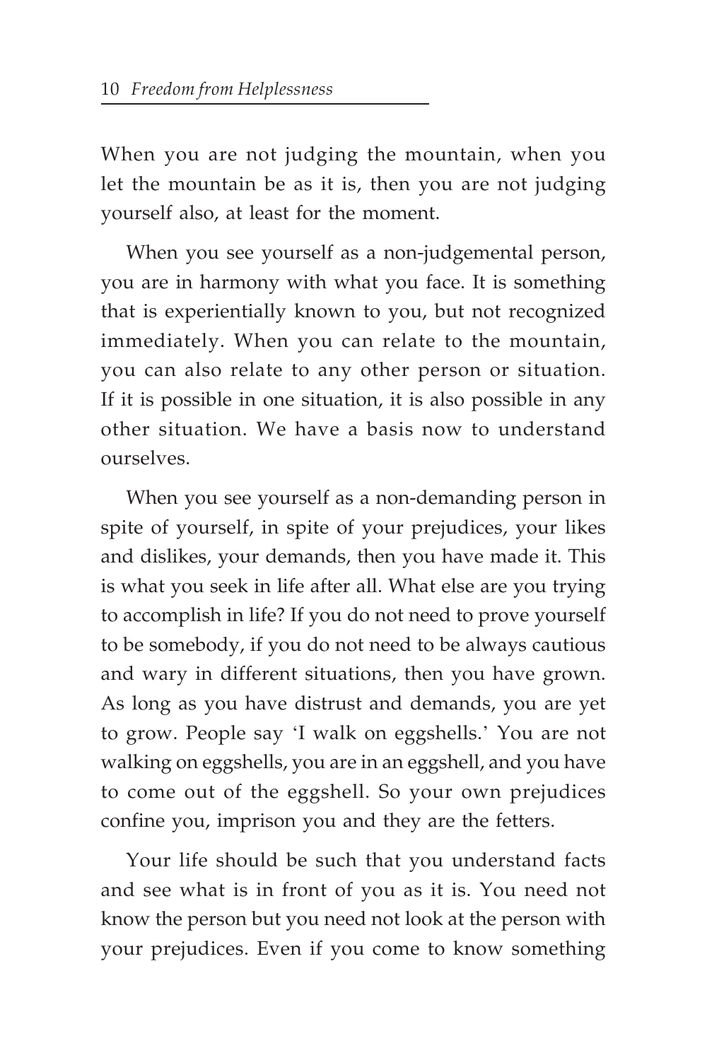When you are not judging the mountain, when you let the mountain be as it is, then you are not judging yourself also, at least for the moment.

When you see yourself as a non-judgemental person, you are in harmony with what you face. It is something that is experientially known to you, but not recognized immediately. When you can relate to the mountain, you can also relate to any other person or situation. If it is possible in one situation, it is also possible in any other situation. We have a basis now to understand ourselves.

When you see yourself as a non-demanding person in spite of yourself, in spite of your prejudices, your likes and dislikes, your demands, then you have made it. This is what you seek in life after all. What else are you trying to accomplish in life? If you do not need to prove yourself to be somebody, if you do not need to be always cautious and wary in different situations, then you have grown. As long as you have distrust and demands, you are yet to grow. People say 'I walk on eggshells.' You are not walking on eggshells, you are in an eggshell, and you have to come out of the eggshell. So your own prejudices confine you, imprison you and they are the fetters.

Your life should be such that you understand facts and see what is in front of you as it is. You need not know the person but you need not look at the person with your prejudices. Even if you come to know something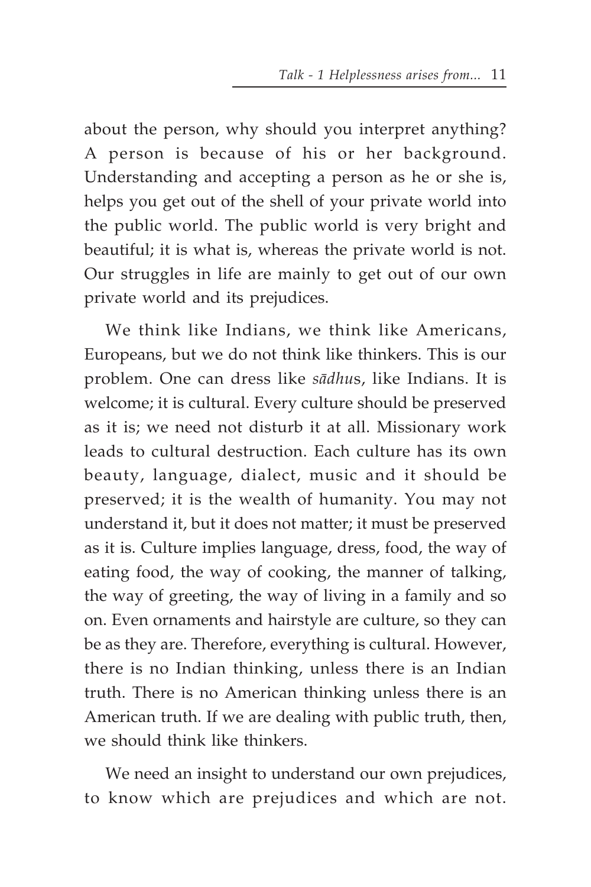about the person, why should you interpret anything? A person is because of his or her background. Understanding and accepting a person as he or she is, helps you get out of the shell of your private world into the public world. The public world is very bright and beautiful; it is what is, whereas the private world is not. Our struggles in life are mainly to get out of our own private world and its prejudices.

We think like Indians, we think like Americans, Europeans, but we do not think like thinkers. This is our problem. One can dress like *sādhu*s, like Indians. It is welcome; it is cultural. Every culture should be preserved as it is; we need not disturb it at all. Missionary work leads to cultural destruction. Each culture has its own beauty, language, dialect, music and it should be preserved; it is the wealth of humanity. You may not understand it, but it does not matter; it must be preserved as it is. Culture implies language, dress, food, the way of eating food, the way of cooking, the manner of talking, the way of greeting, the way of living in a family and so on. Even ornaments and hairstyle are culture, so they can be as they are. Therefore, everything is cultural. However, there is no Indian thinking, unless there is an Indian truth. There is no American thinking unless there is an American truth. If we are dealing with public truth, then, we should think like thinkers.

We need an insight to understand our own prejudices, to know which are prejudices and which are not.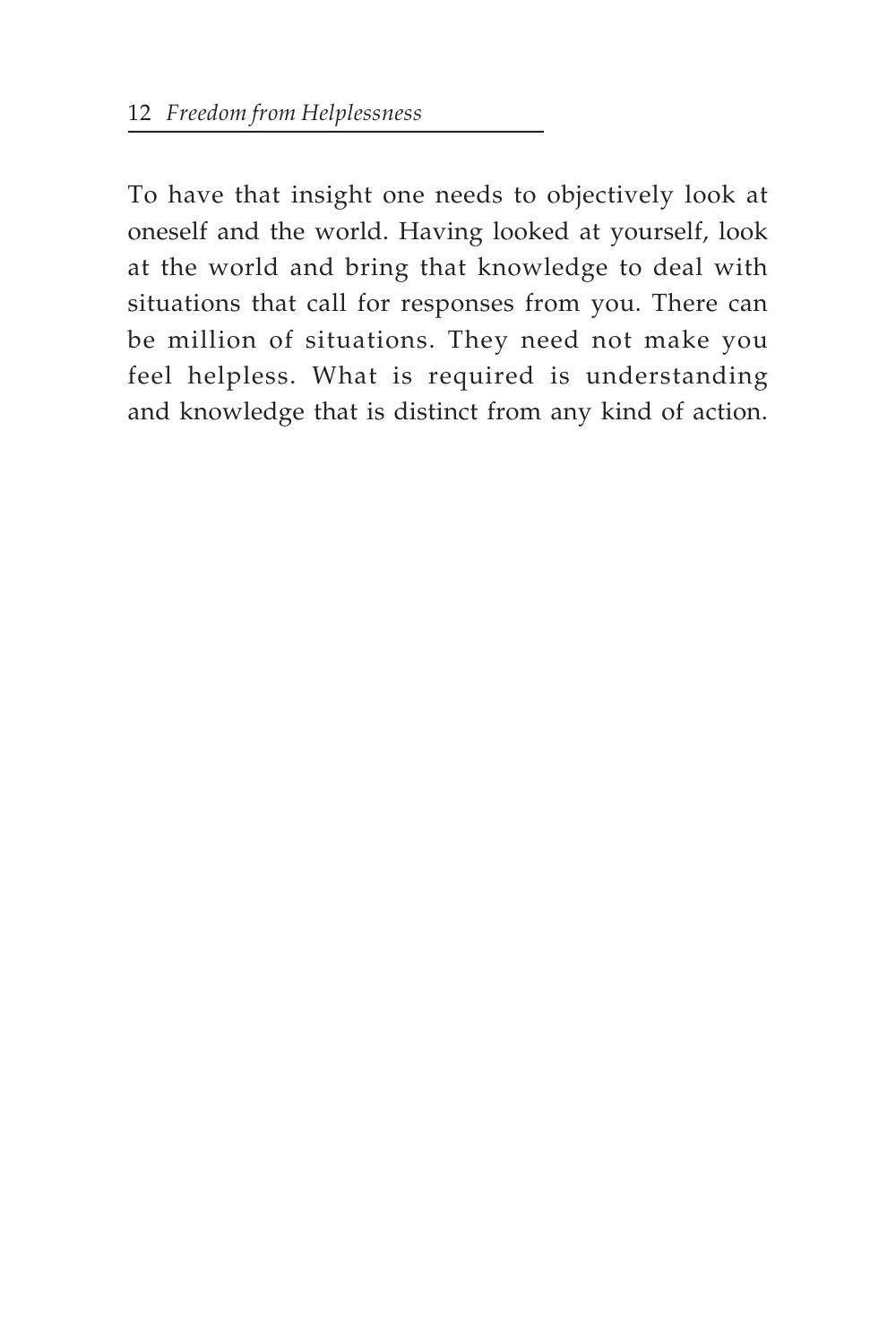To have that insight one needs to objectively look at oneself and the world. Having looked at yourself, look at the world and bring that knowledge to deal with situations that call for responses from you. There can be million of situations. They need not make you feel helpless. What is required is understanding and knowledge that is distinct from any kind of action.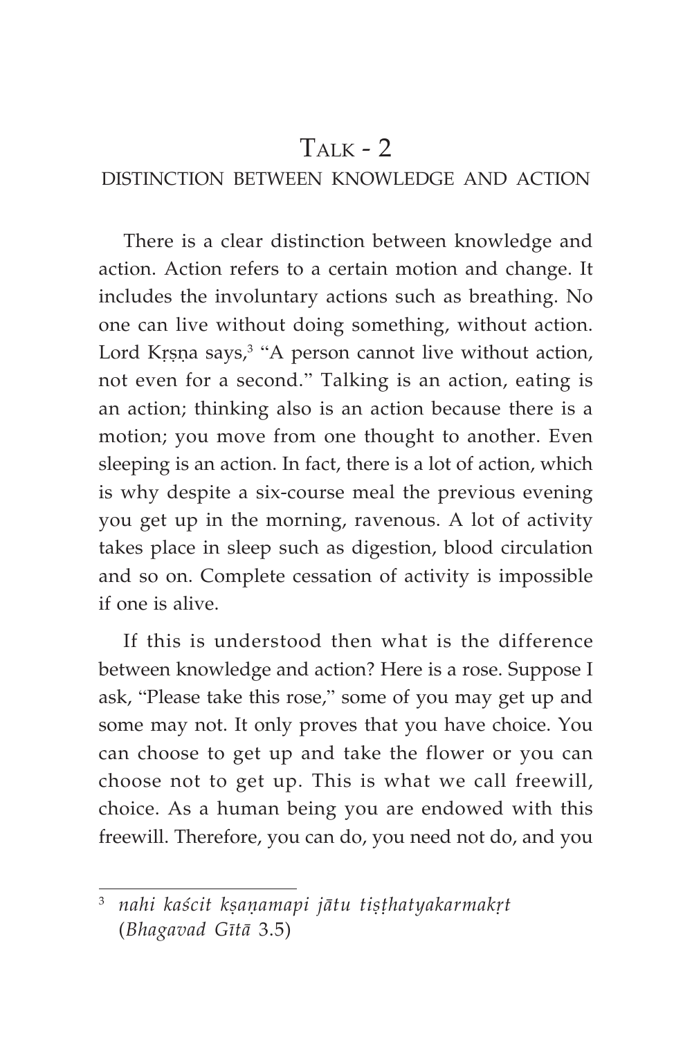# Talk - 2

## DISTINCTION BETWEEN KNOWLEDGE AND ACTION

There is a clear distinction between knowledge and action. Action refers to a certain motion and change. It includes the involuntary actions such as breathing. No one can live without doing something, without action. Lord Kṛṣṇa says,[3] "A person cannot live without action, not even for a second." Talking is an action, eating is an action; thinking also is an action because there is a motion; you move from one thought to another. Even sleeping is an action. In fact, there is a lot of action, which is why despite a six-course meal the previous evening you get up in the morning, ravenous. A lot of activity takes place in sleep such as digestion, blood circulation and so on. Complete cessation of activity is impossible if one is alive.

If this is understood then what is the difference between knowledge and action? Here is a rose. Suppose I ask, "Please take this rose," some of you may get up and some may not. It only proves that you have choice. You can choose to get up and take the flower or you can choose not to get up. This is what we call freewill, choice. As a human being you are endowed with this freewill. Therefore, you can do, you need not do, and you

---

[3] *nahi kaścit kṣaṇamapi jātu tiṣṭhatyakarmakṛt* (*Bhagavad Gītā* 3.5)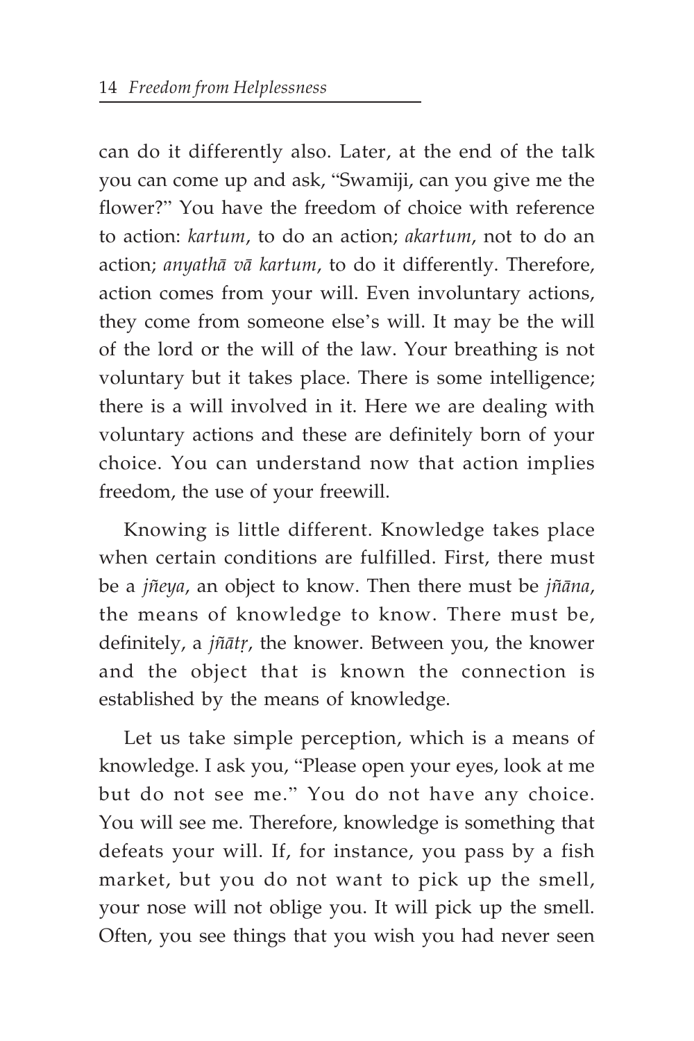can do it differently also. Later, at the end of the talk you can come up and ask, "Swamiji, can you give me the flower?" You have the freedom of choice with reference to action: *kartum*, to do an action; *akartum*, not to do an action; *anyathā vā kartum*, to do it differently. Therefore, action comes from your will. Even involuntary actions, they come from someone else's will. It may be the will of the lord or the will of the law. Your breathing is not voluntary but it takes place. There is some intelligence; there is a will involved in it. Here we are dealing with voluntary actions and these are definitely born of your choice. You can understand now that action implies freedom, the use of your freewill.

Knowing is little different. Knowledge takes place when certain conditions are fulfilled. First, there must be a *jñeya*, an object to know. Then there must be *jñāna*, the means of knowledge to know. There must be, definitely, a *jñātṛ*, the knower. Between you, the knower and the object that is known the connection is established by the means of knowledge.

Let us take simple perception, which is a means of knowledge. I ask you, "Please open your eyes, look at me but do not see me." You do not have any choice. You will see me. Therefore, knowledge is something that defeats your will. If, for instance, you pass by a fish market, but you do not want to pick up the smell, your nose will not oblige you. It will pick up the smell. Often, you see things that you wish you had never seen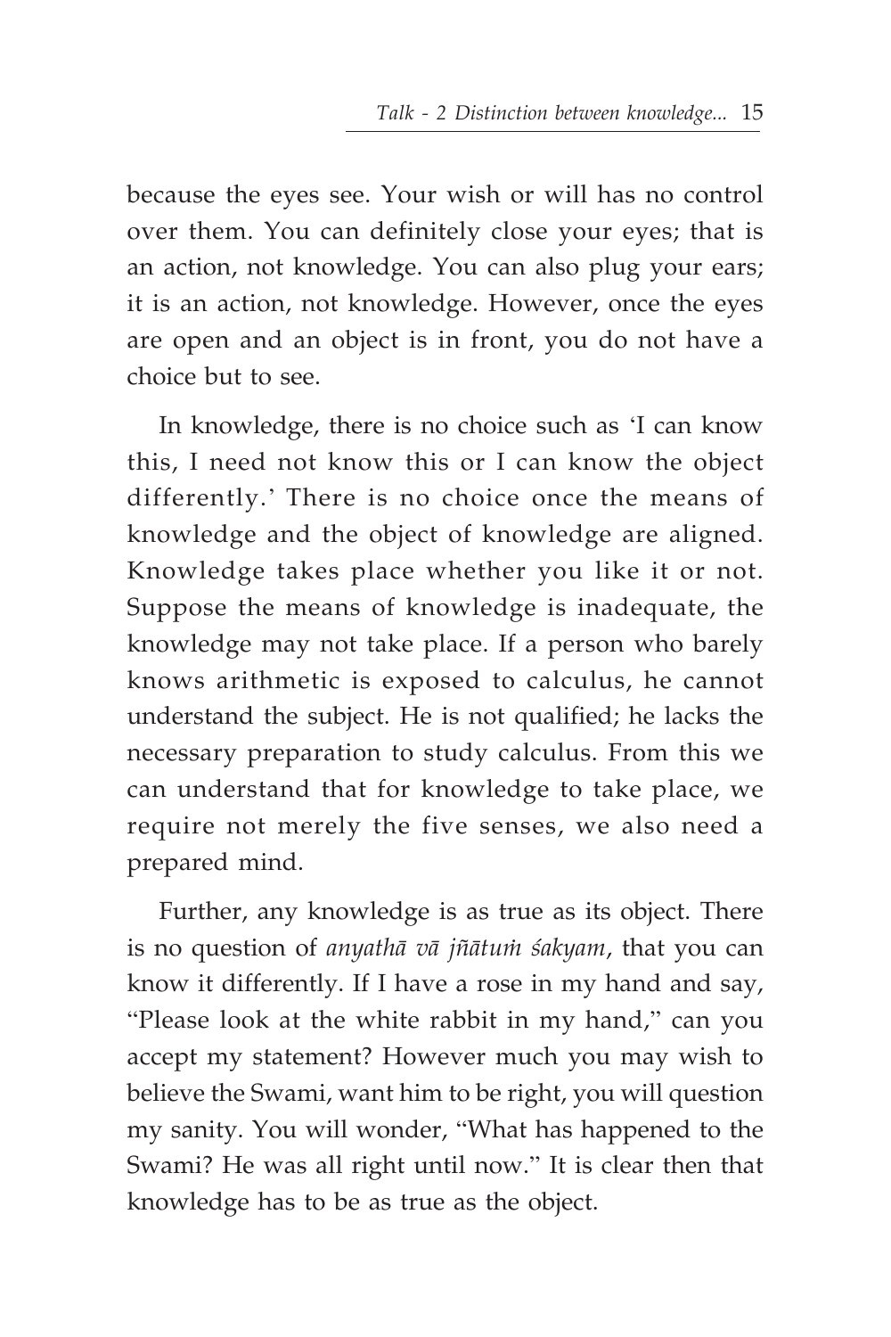because the eyes see. Your wish or will has no control over them. You can definitely close your eyes; that is an action, not knowledge. You can also plug your ears; it is an action, not knowledge. However, once the eyes are open and an object is in front, you do not have a choice but to see.

In knowledge, there is no choice such as 'I can know this, I need not know this or I can know the object differently.' There is no choice once the means of knowledge and the object of knowledge are aligned. Knowledge takes place whether you like it or not. Suppose the means of knowledge is inadequate, the knowledge may not take place. If a person who barely knows arithmetic is exposed to calculus, he cannot understand the subject. He is not qualified; he lacks the necessary preparation to study calculus. From this we can understand that for knowledge to take place, we require not merely the five senses, we also need a prepared mind.

Further, any knowledge is as true as its object. There is no question of *anyathā vā jñātuṁ śakyam*, that you can know it differently. If I have a rose in my hand and say, "Please look at the white rabbit in my hand," can you accept my statement? However much you may wish to believe the Swami, want him to be right, you will question my sanity. You will wonder, "What has happened to the Swami? He was all right until now." It is clear then that knowledge has to be as true as the object.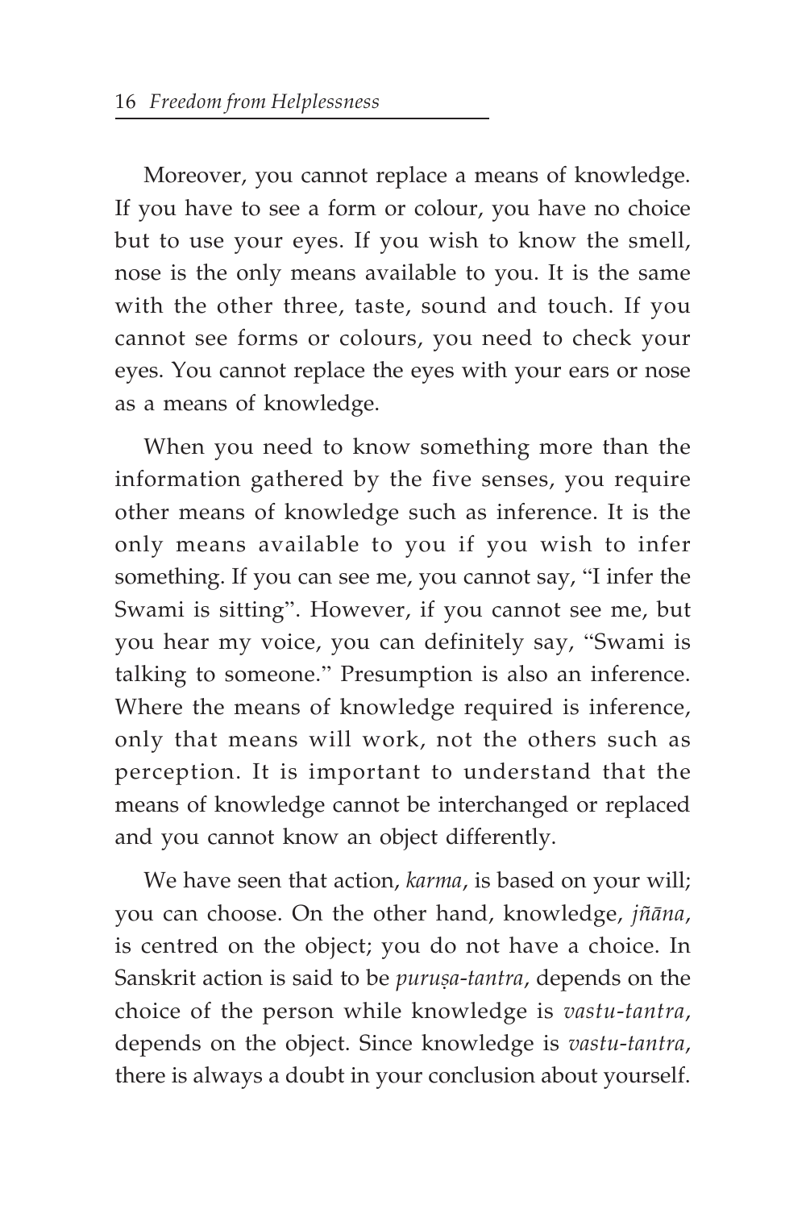Moreover, you cannot replace a means of knowledge. If you have to see a form or colour, you have no choice but to use your eyes. If you wish to know the smell, nose is the only means available to you. It is the same with the other three, taste, sound and touch. If you cannot see forms or colours, you need to check your eyes. You cannot replace the eyes with your ears or nose as a means of knowledge.

When you need to know something more than the information gathered by the five senses, you require other means of knowledge such as inference. It is the only means available to you if you wish to infer something. If you can see me, you cannot say, "I infer the Swami is sitting". However, if you cannot see me, but you hear my voice, you can definitely say, "Swami is talking to someone." Presumption is also an inference. Where the means of knowledge required is inference, only that means will work, not the others such as perception. It is important to understand that the means of knowledge cannot be interchanged or replaced and you cannot know an object differently.

We have seen that action, *karma*, is based on your will; you can choose. On the other hand, knowledge, *jñāna*, is centred on the object; you do not have a choice. In Sanskrit action is said to be *puruṣa-tantra*, depends on the choice of the person while knowledge is *vastu-tantra*, depends on the object. Since knowledge is *vastu-tantra*, there is always a doubt in your conclusion about yourself.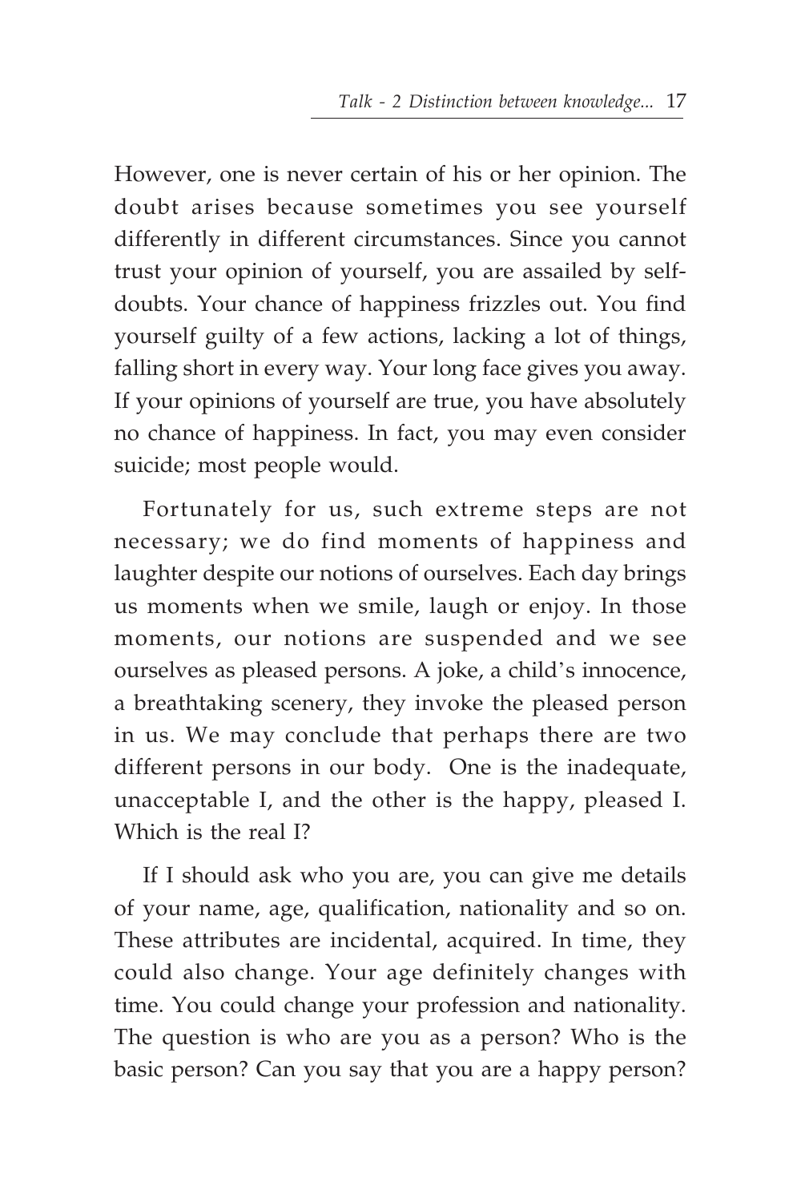However, one is never certain of his or her opinion. The doubt arises because sometimes you see yourself differently in different circumstances. Since you cannot trust your opinion of yourself, you are assailed by self-doubts. Your chance of happiness frizzles out. You find yourself guilty of a few actions, lacking a lot of things, falling short in every way. Your long face gives you away. If your opinions of yourself are true, you have absolutely no chance of happiness. In fact, you may even consider suicide; most people would.

Fortunately for us, such extreme steps are not necessary; we do find moments of happiness and laughter despite our notions of ourselves. Each day brings us moments when we smile, laugh or enjoy. In those moments, our notions are suspended and we see ourselves as pleased persons. A joke, a child's innocence, a breathtaking scenery, they invoke the pleased person in us. We may conclude that perhaps there are two different persons in our body. One is the inadequate, unacceptable I, and the other is the happy, pleased I. Which is the real I?

If I should ask who you are, you can give me details of your name, age, qualification, nationality and so on. These attributes are incidental, acquired. In time, they could also change. Your age definitely changes with time. You could change your profession and nationality. The question is who are you as a person? Who is the basic person? Can you say that you are a happy person?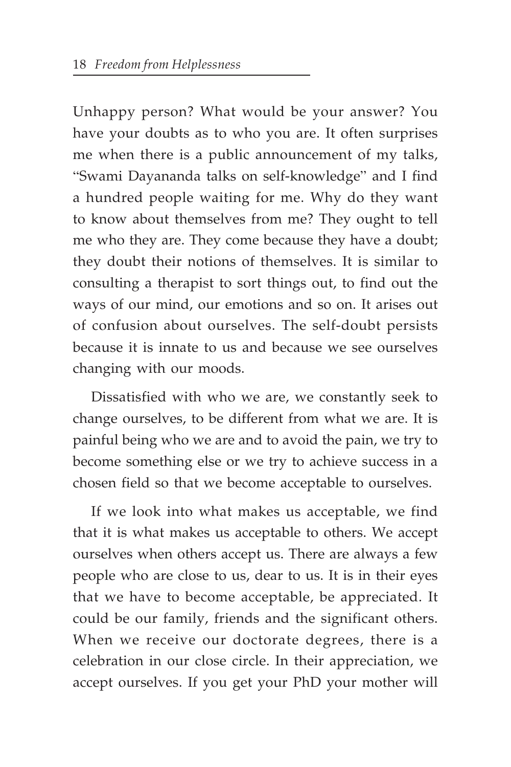Unhappy person? What would be your answer? You have your doubts as to who you are. It often surprises me when there is a public announcement of my talks, "Swami Dayananda talks on self-knowledge" and I find a hundred people waiting for me. Why do they want to know about themselves from me? They ought to tell me who they are. They come because they have a doubt; they doubt their notions of themselves. It is similar to consulting a therapist to sort things out, to find out the ways of our mind, our emotions and so on. It arises out of confusion about ourselves. The self-doubt persists because it is innate to us and because we see ourselves changing with our moods.

Dissatisfied with who we are, we constantly seek to change ourselves, to be different from what we are. It is painful being who we are and to avoid the pain, we try to become something else or we try to achieve success in a chosen field so that we become acceptable to ourselves.

If we look into what makes us acceptable, we find that it is what makes us acceptable to others. We accept ourselves when others accept us. There are always a few people who are close to us, dear to us. It is in their eyes that we have to become acceptable, be appreciated. It could be our family, friends and the significant others. When we receive our doctorate degrees, there is a celebration in our close circle. In their appreciation, we accept ourselves. If you get your PhD your mother will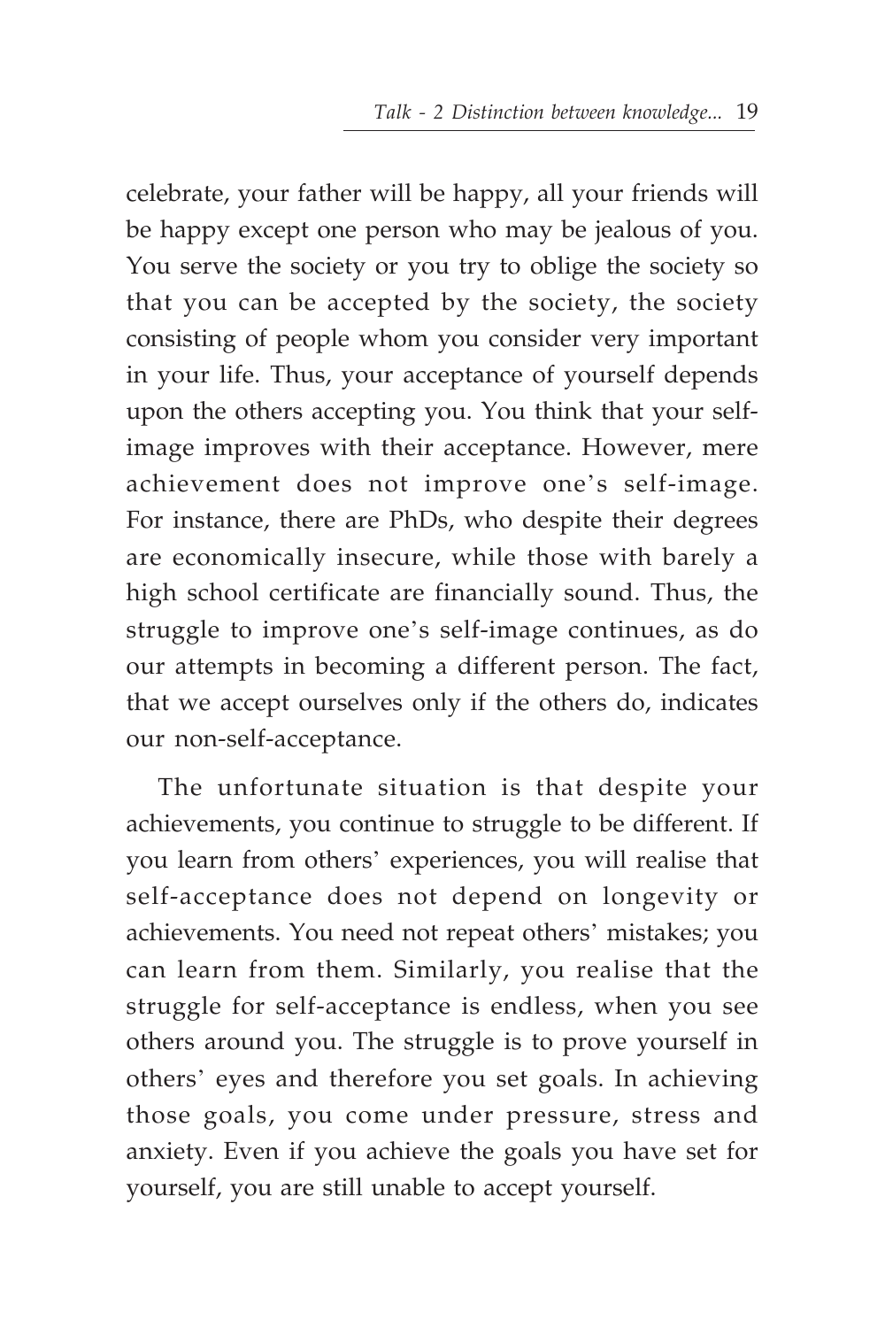celebrate, your father will be happy, all your friends will be happy except one person who may be jealous of you. You serve the society or you try to oblige the society so that you can be accepted by the society, the society consisting of people whom you consider very important in your life. Thus, your acceptance of yourself depends upon the others accepting you. You think that your self-image improves with their acceptance. However, mere achievement does not improve one's self-image. For instance, there are PhDs, who despite their degrees are economically insecure, while those with barely a high school certificate are financially sound. Thus, the struggle to improve one's self-image continues, as do our attempts in becoming a different person. The fact, that we accept ourselves only if the others do, indicates our non-self-acceptance.

The unfortunate situation is that despite your achievements, you continue to struggle to be different. If you learn from others' experiences, you will realise that self-acceptance does not depend on longevity or achievements. You need not repeat others' mistakes; you can learn from them. Similarly, you realise that the struggle for self-acceptance is endless, when you see others around you. The struggle is to prove yourself in others' eyes and therefore you set goals. In achieving those goals, you come under pressure, stress and anxiety. Even if you achieve the goals you have set for yourself, you are still unable to accept yourself.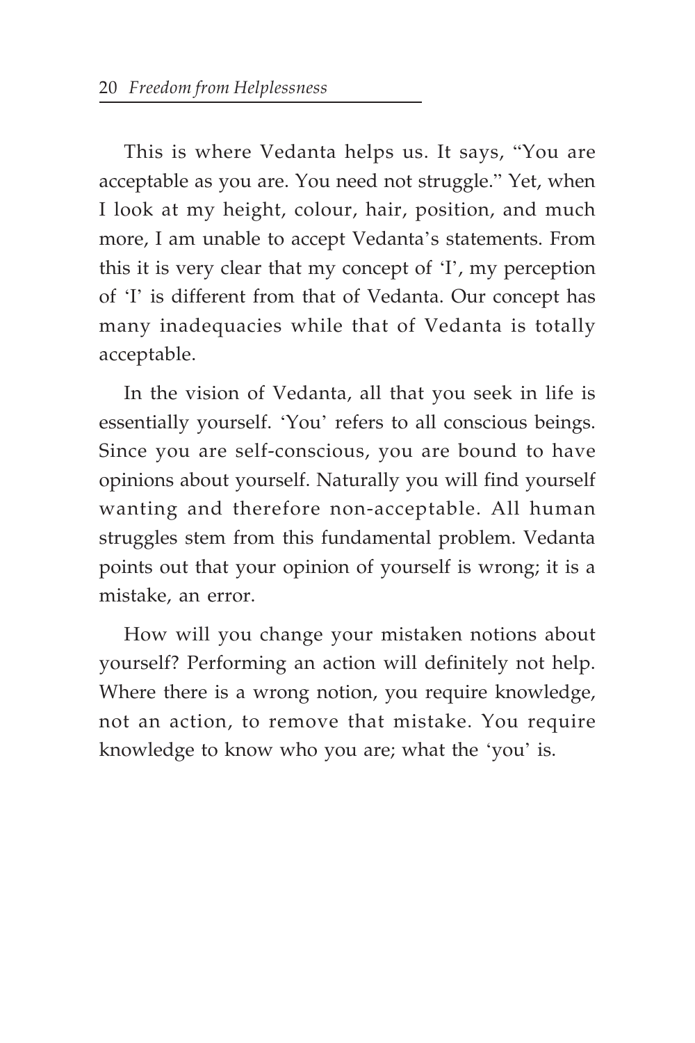This is where Vedanta helps us. It says, "You are acceptable as you are. You need not struggle." Yet, when I look at my height, colour, hair, position, and much more, I am unable to accept Vedanta's statements. From this it is very clear that my concept of 'I', my perception of 'I' is different from that of Vedanta. Our concept has many inadequacies while that of Vedanta is totally acceptable.

In the vision of Vedanta, all that you seek in life is essentially yourself. 'You' refers to all conscious beings. Since you are self-conscious, you are bound to have opinions about yourself. Naturally you will find yourself wanting and therefore non-acceptable. All human struggles stem from this fundamental problem. Vedanta points out that your opinion of yourself is wrong; it is a mistake, an error.

How will you change your mistaken notions about yourself? Performing an action will definitely not help. Where there is a wrong notion, you require knowledge, not an action, to remove that mistake. You require knowledge to know who you are; what the 'you' is.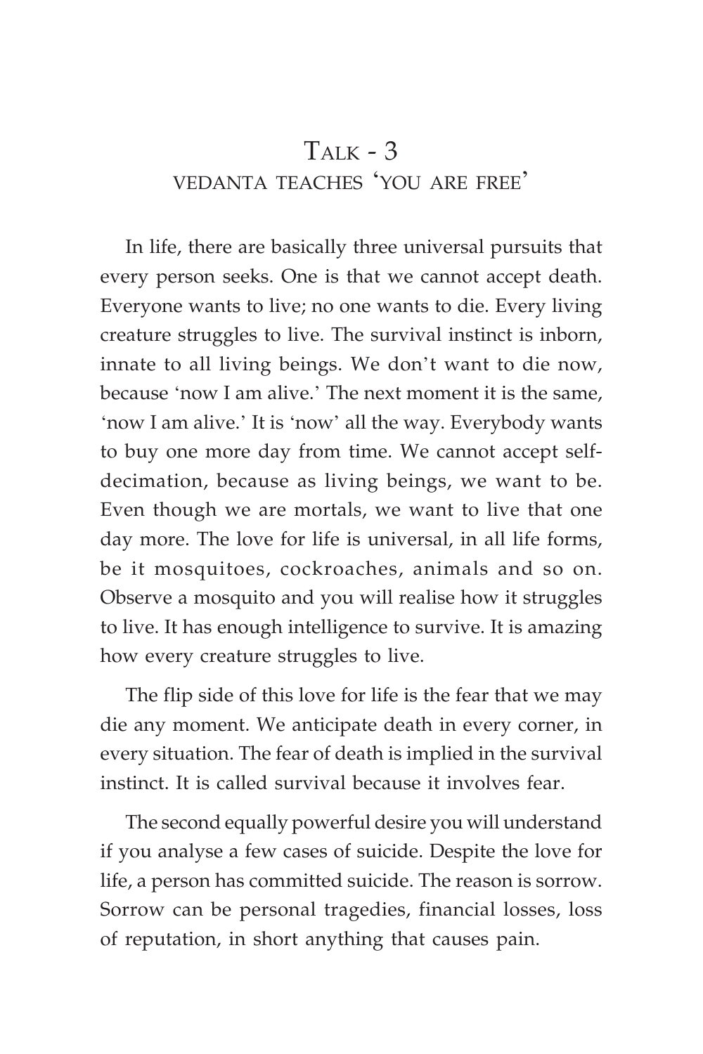# Talk - 3
## Vedanta teaches 'you are free'

In life, there are basically three universal pursuits that every person seeks. One is that we cannot accept death. Everyone wants to live; no one wants to die. Every living creature struggles to live. The survival instinct is inborn, innate to all living beings. We don't want to die now, because 'now I am alive.' The next moment it is the same, 'now I am alive.' It is 'now' all the way. Everybody wants to buy one more day from time. We cannot accept self-decimation, because as living beings, we want to be. Even though we are mortals, we want to live that one day more. The love for life is universal, in all life forms, be it mosquitoes, cockroaches, animals and so on. Observe a mosquito and you will realise how it struggles to live. It has enough intelligence to survive. It is amazing how every creature struggles to live.

The flip side of this love for life is the fear that we may die any moment. We anticipate death in every corner, in every situation. The fear of death is implied in the survival instinct. It is called survival because it involves fear.

The second equally powerful desire you will understand if you analyse a few cases of suicide. Despite the love for life, a person has committed suicide. The reason is sorrow. Sorrow can be personal tragedies, financial losses, loss of reputation, in short anything that causes pain.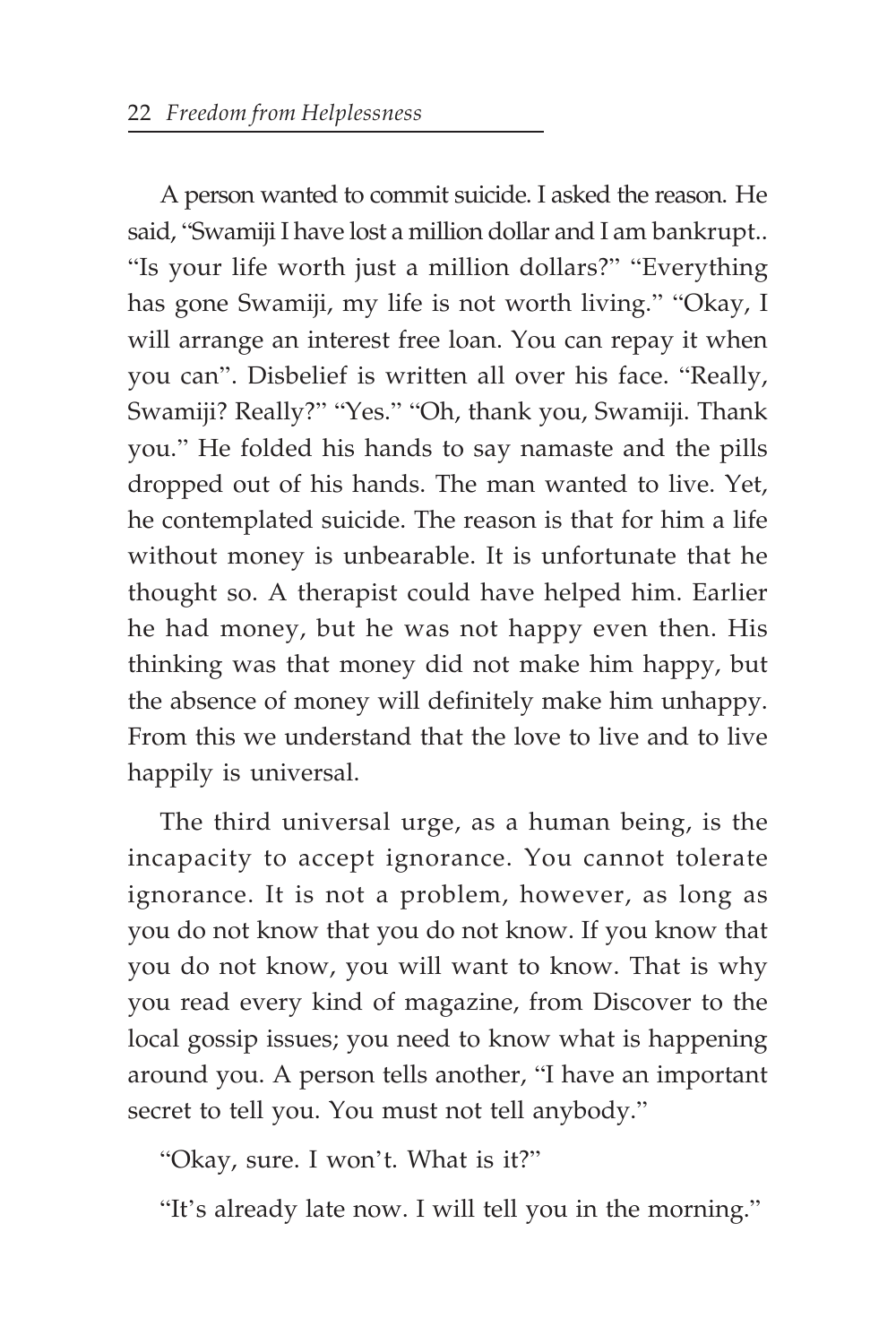A person wanted to commit suicide. I asked the reason. He said, "Swamiji I have lost a million dollar and I am bankrupt.. "Is your life worth just a million dollars?" "Everything has gone Swamiji, my life is not worth living." "Okay, I will arrange an interest free loan. You can repay it when you can". Disbelief is written all over his face. "Really, Swamiji? Really?" "Yes." "Oh, thank you, Swamiji. Thank you." He folded his hands to say namaste and the pills dropped out of his hands. The man wanted to live. Yet, he contemplated suicide. The reason is that for him a life without money is unbearable. It is unfortunate that he thought so. A therapist could have helped him. Earlier he had money, but he was not happy even then. His thinking was that money did not make him happy, but the absence of money will definitely make him unhappy. From this we understand that the love to live and to live happily is universal.

The third universal urge, as a human being, is the incapacity to accept ignorance. You cannot tolerate ignorance. It is not a problem, however, as long as you do not know that you do not know. If you know that you do not know, you will want to know. That is why you read every kind of magazine, from Discover to the local gossip issues; you need to know what is happening around you. A person tells another, "I have an important secret to tell you. You must not tell anybody."

"Okay, sure. I won't. What is it?"

"It's already late now. I will tell you in the morning."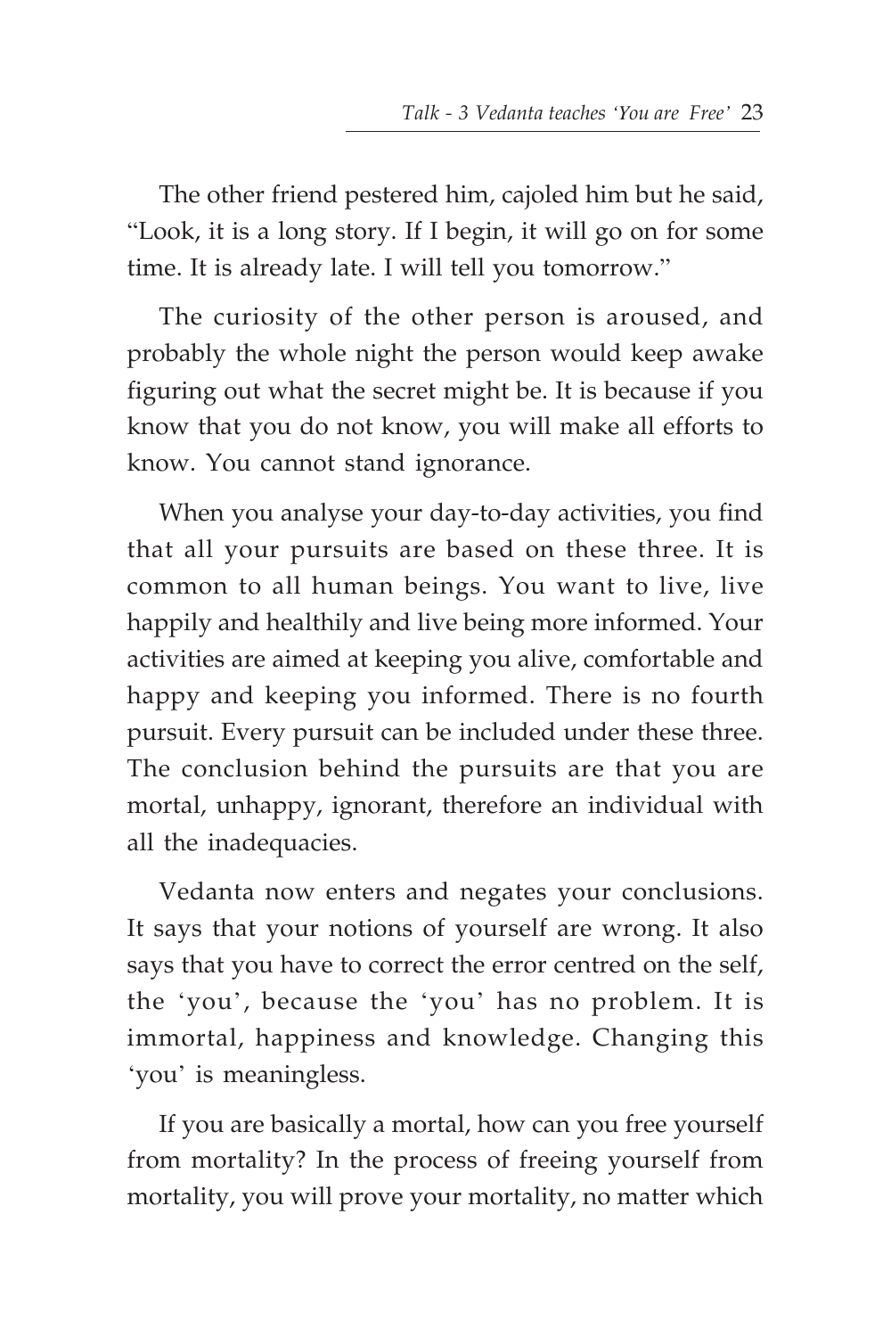The other friend pestered him, cajoled him but he said, "Look, it is a long story. If I begin, it will go on for some time. It is already late. I will tell you tomorrow."

The curiosity of the other person is aroused, and probably the whole night the person would keep awake figuring out what the secret might be. It is because if you know that you do not know, you will make all efforts to know. You cannot stand ignorance.

When you analyse your day-to-day activities, you find that all your pursuits are based on these three. It is common to all human beings. You want to live, live happily and healthily and live being more informed. Your activities are aimed at keeping you alive, comfortable and happy and keeping you informed. There is no fourth pursuit. Every pursuit can be included under these three. The conclusion behind the pursuits are that you are mortal, unhappy, ignorant, therefore an individual with all the inadequacies.

Vedanta now enters and negates your conclusions. It says that your notions of yourself are wrong. It also says that you have to correct the error centred on the self, the 'you', because the 'you' has no problem. It is immortal, happiness and knowledge. Changing this 'you' is meaningless.

If you are basically a mortal, how can you free yourself from mortality? In the process of freeing yourself from mortality, you will prove your mortality, no matter which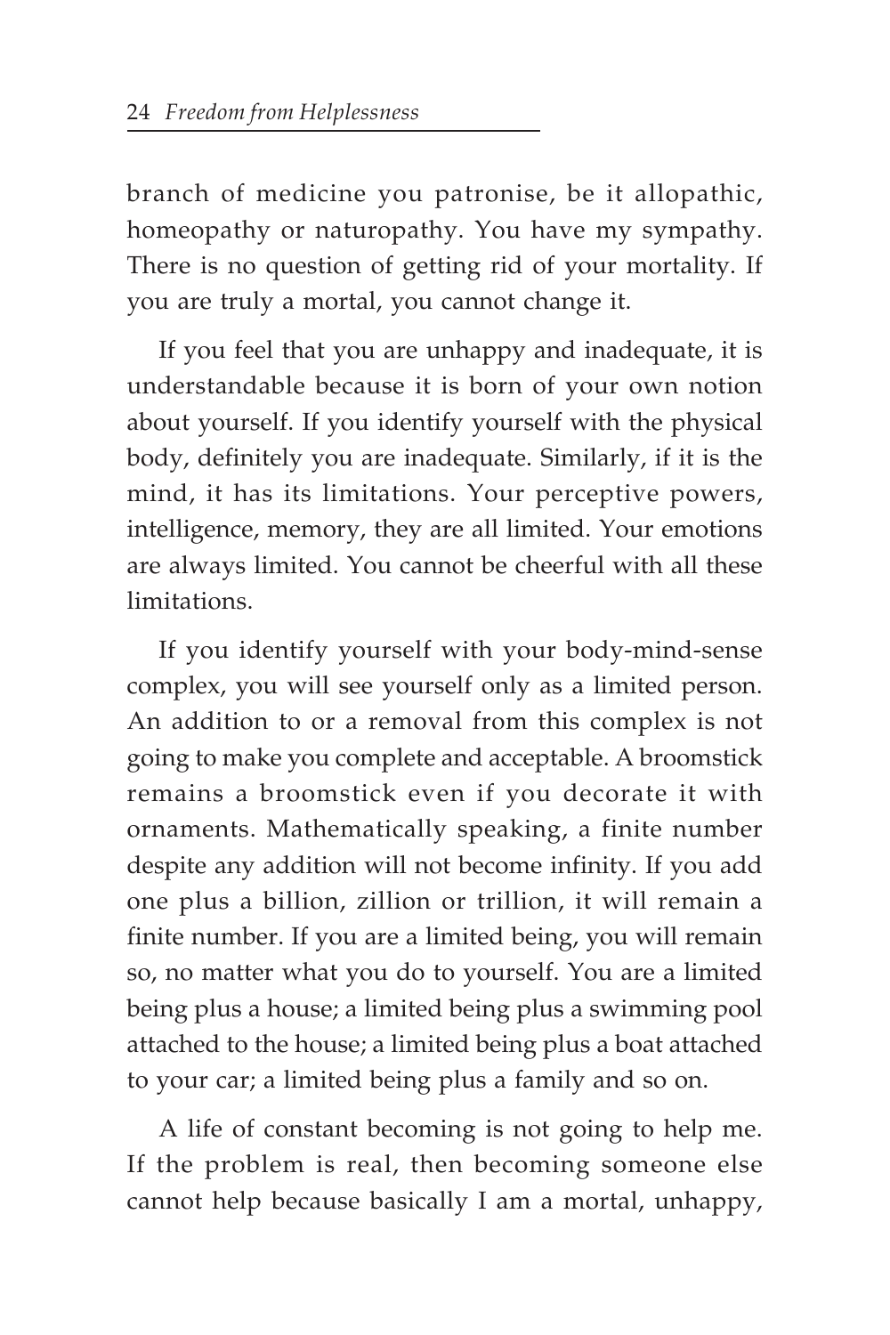branch of medicine you patronise, be it allopathic, homeopathy or naturopathy. You have my sympathy. There is no question of getting rid of your mortality. If you are truly a mortal, you cannot change it.

If you feel that you are unhappy and inadequate, it is understandable because it is born of your own notion about yourself. If you identify yourself with the physical body, definitely you are inadequate. Similarly, if it is the mind, it has its limitations. Your perceptive powers, intelligence, memory, they are all limited. Your emotions are always limited. You cannot be cheerful with all these limitations.

If you identify yourself with your body-mind-sense complex, you will see yourself only as a limited person. An addition to or a removal from this complex is not going to make you complete and acceptable. A broomstick remains a broomstick even if you decorate it with ornaments. Mathematically speaking, a finite number despite any addition will not become infinity. If you add one plus a billion, zillion or trillion, it will remain a finite number. If you are a limited being, you will remain so, no matter what you do to yourself. You are a limited being plus a house; a limited being plus a swimming pool attached to the house; a limited being plus a boat attached to your car; a limited being plus a family and so on.

A life of constant becoming is not going to help me. If the problem is real, then becoming someone else cannot help because basically I am a mortal, unhappy,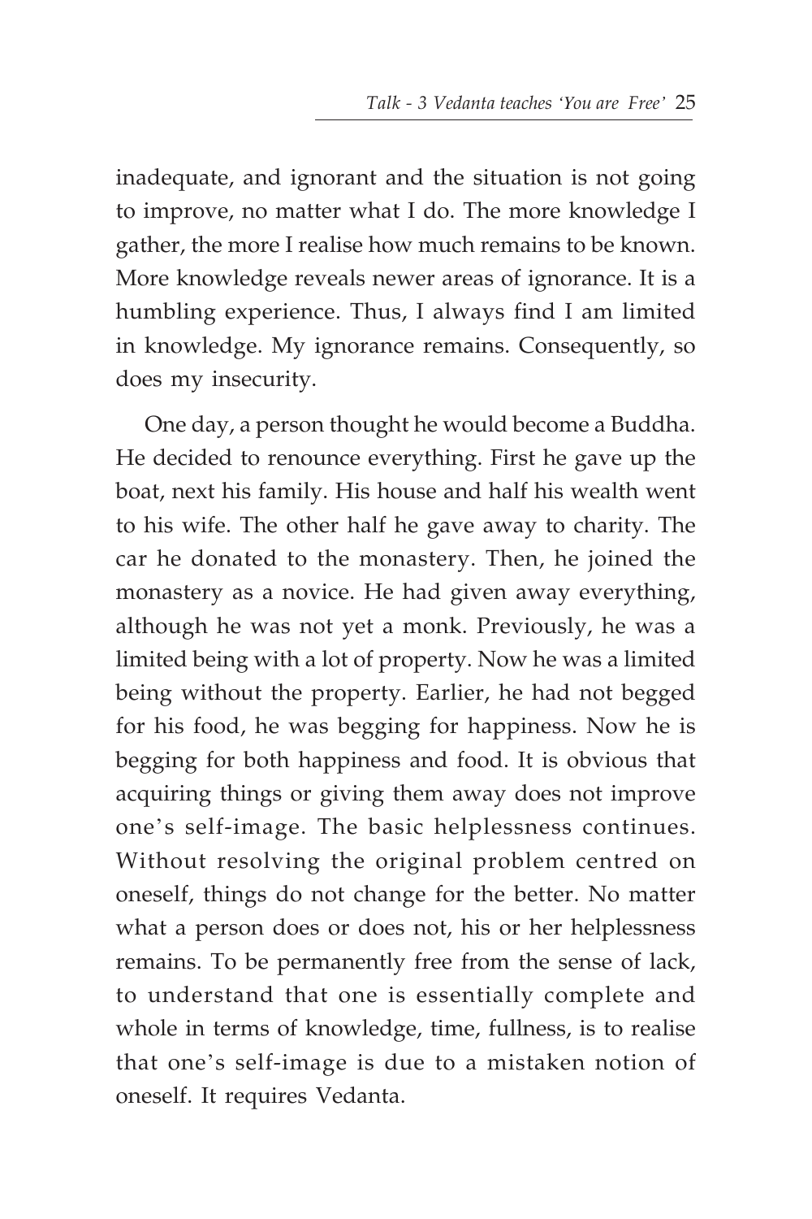inadequate, and ignorant and the situation is not going to improve, no matter what I do. The more knowledge I gather, the more I realise how much remains to be known. More knowledge reveals newer areas of ignorance. It is a humbling experience. Thus, I always find I am limited in knowledge. My ignorance remains. Consequently, so does my insecurity.

One day, a person thought he would become a Buddha. He decided to renounce everything. First he gave up the boat, next his family. His house and half his wealth went to his wife. The other half he gave away to charity. The car he donated to the monastery. Then, he joined the monastery as a novice. He had given away everything, although he was not yet a monk. Previously, he was a limited being with a lot of property. Now he was a limited being without the property. Earlier, he had not begged for his food, he was begging for happiness. Now he is begging for both happiness and food. It is obvious that acquiring things or giving them away does not improve one's self-image. The basic helplessness continues. Without resolving the original problem centred on oneself, things do not change for the better. No matter what a person does or does not, his or her helplessness remains. To be permanently free from the sense of lack, to understand that one is essentially complete and whole in terms of knowledge, time, fullness, is to realise that one's self-image is due to a mistaken notion of oneself. It requires Vedanta.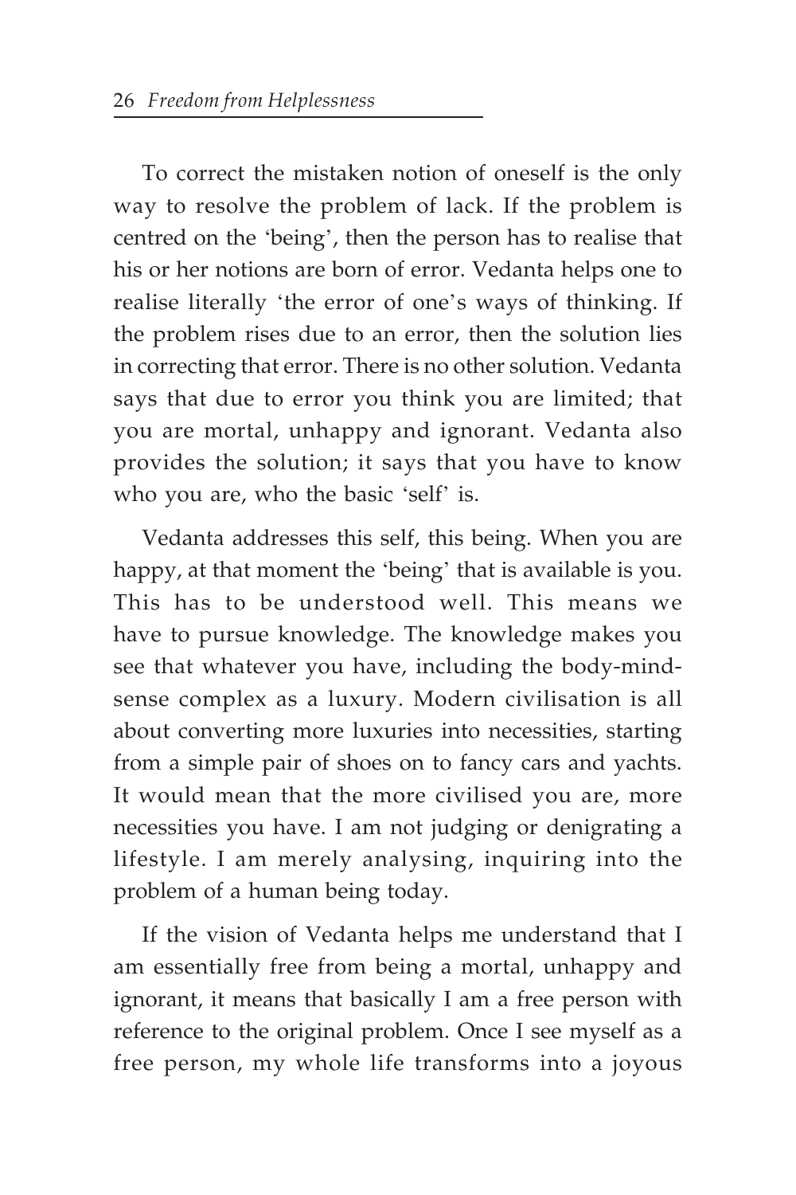To correct the mistaken notion of oneself is the only way to resolve the problem of lack. If the problem is centred on the 'being', then the person has to realise that his or her notions are born of error. Vedanta helps one to realise literally 'the error of one's ways of thinking. If the problem rises due to an error, then the solution lies in correcting that error. There is no other solution. Vedanta says that due to error you think you are limited; that you are mortal, unhappy and ignorant. Vedanta also provides the solution; it says that you have to know who you are, who the basic 'self' is.

Vedanta addresses this self, this being. When you are happy, at that moment the 'being' that is available is you. This has to be understood well. This means we have to pursue knowledge. The knowledge makes you see that whatever you have, including the body-mind-sense complex as a luxury. Modern civilisation is all about converting more luxuries into necessities, starting from a simple pair of shoes on to fancy cars and yachts. It would mean that the more civilised you are, more necessities you have. I am not judging or denigrating a lifestyle. I am merely analysing, inquiring into the problem of a human being today.

If the vision of Vedanta helps me understand that I am essentially free from being a mortal, unhappy and ignorant, it means that basically I am a free person with reference to the original problem. Once I see myself as a free person, my whole life transforms into a joyous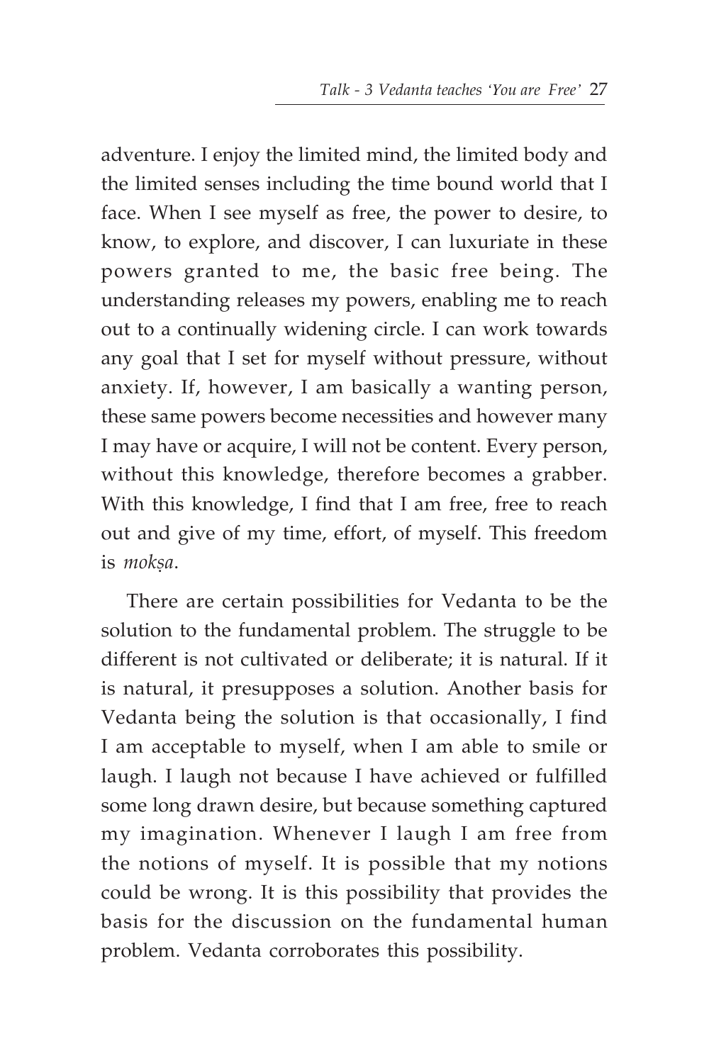adventure. I enjoy the limited mind, the limited body and the limited senses including the time bound world that I face. When I see myself as free, the power to desire, to know, to explore, and discover, I can luxuriate in these powers granted to me, the basic free being. The understanding releases my powers, enabling me to reach out to a continually widening circle. I can work towards any goal that I set for myself without pressure, without anxiety. If, however, I am basically a wanting person, these same powers become necessities and however many I may have or acquire, I will not be content. Every person, without this knowledge, therefore becomes a grabber. With this knowledge, I find that I am free, free to reach out and give of my time, effort, of myself. This freedom is *mokṣa*.

There are certain possibilities for Vedanta to be the solution to the fundamental problem. The struggle to be different is not cultivated or deliberate; it is natural. If it is natural, it presupposes a solution. Another basis for Vedanta being the solution is that occasionally, I find I am acceptable to myself, when I am able to smile or laugh. I laugh not because I have achieved or fulfilled some long drawn desire, but because something captured my imagination. Whenever I laugh I am free from the notions of myself. It is possible that my notions could be wrong. It is this possibility that provides the basis for the discussion on the fundamental human problem. Vedanta corroborates this possibility.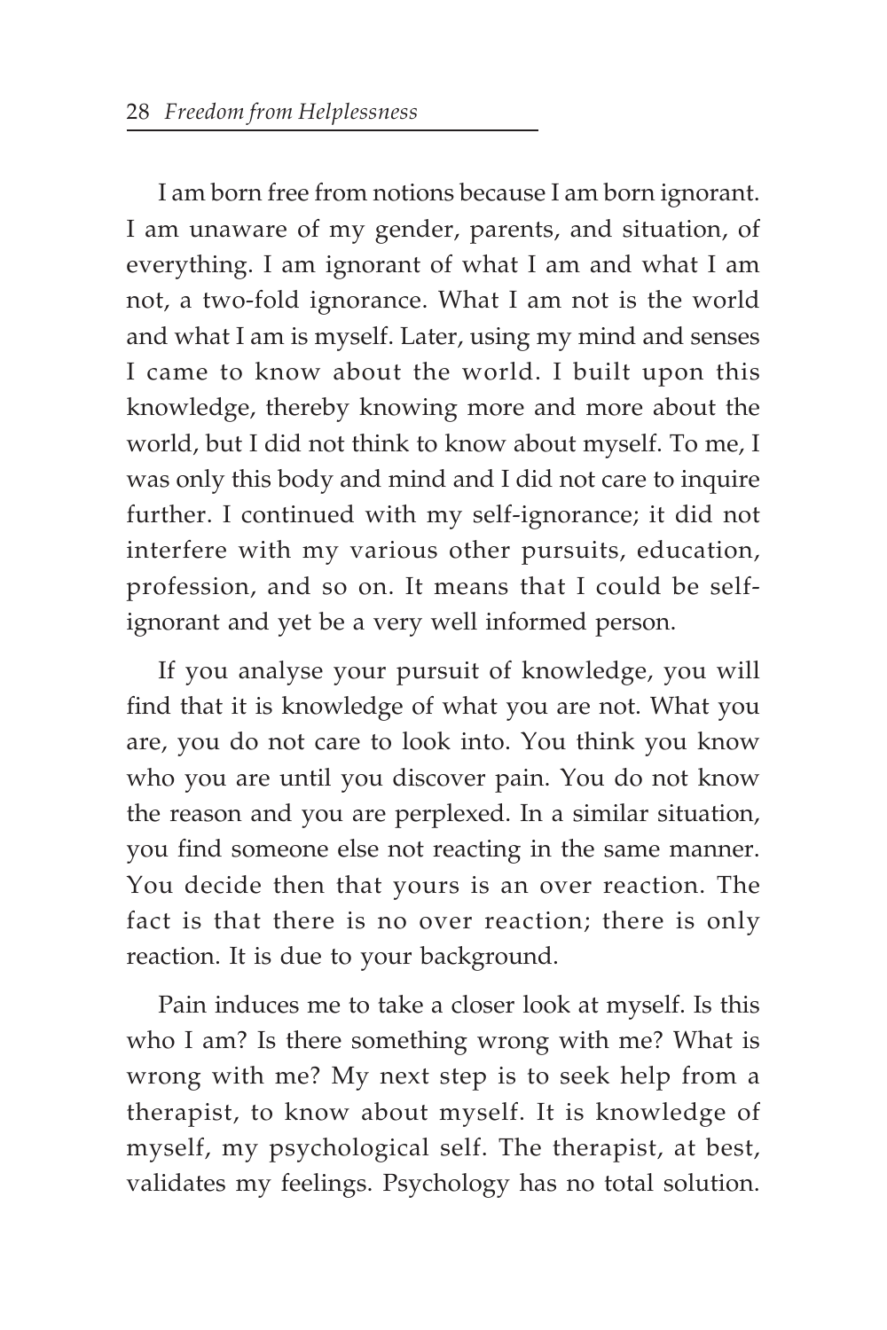I am born free from notions because I am born ignorant. I am unaware of my gender, parents, and situation, of everything. I am ignorant of what I am and what I am not, a two-fold ignorance. What I am not is the world and what I am is myself. Later, using my mind and senses I came to know about the world. I built upon this knowledge, thereby knowing more and more about the world, but I did not think to know about myself. To me, I was only this body and mind and I did not care to inquire further. I continued with my self-ignorance; it did not interfere with my various other pursuits, education, profession, and so on. It means that I could be self-ignorant and yet be a very well informed person.

If you analyse your pursuit of knowledge, you will find that it is knowledge of what you are not. What you are, you do not care to look into. You think you know who you are until you discover pain. You do not know the reason and you are perplexed. In a similar situation, you find someone else not reacting in the same manner. You decide then that yours is an over reaction. The fact is that there is no over reaction; there is only reaction. It is due to your background.

Pain induces me to take a closer look at myself. Is this who I am? Is there something wrong with me? What is wrong with me? My next step is to seek help from a therapist, to know about myself. It is knowledge of myself, my psychological self. The therapist, at best, validates my feelings. Psychology has no total solution.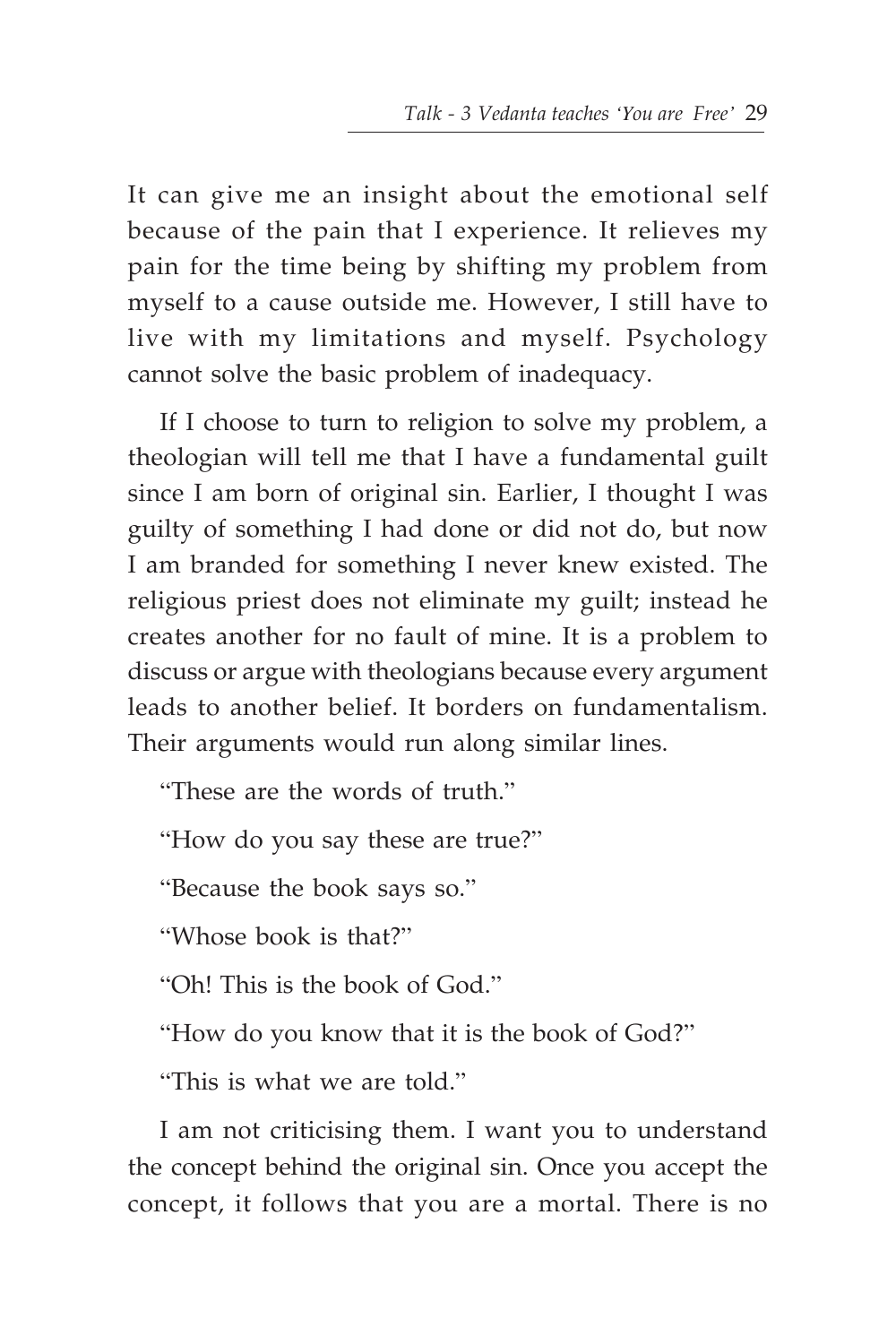It can give me an insight about the emotional self because of the pain that I experience. It relieves my pain for the time being by shifting my problem from myself to a cause outside me. However, I still have to live with my limitations and myself. Psychology cannot solve the basic problem of inadequacy.

If I choose to turn to religion to solve my problem, a theologian will tell me that I have a fundamental guilt since I am born of original sin. Earlier, I thought I was guilty of something I had done or did not do, but now I am branded for something I never knew existed. The religious priest does not eliminate my guilt; instead he creates another for no fault of mine. It is a problem to discuss or argue with theologians because every argument leads to another belief. It borders on fundamentalism. Their arguments would run along similar lines.

"These are the words of truth."

"How do you say these are true?"

"Because the book says so."

"Whose book is that?"

"Oh! This is the book of God."

"How do you know that it is the book of God?"

"This is what we are told."

I am not criticising them. I want you to understand the concept behind the original sin. Once you accept the concept, it follows that you are a mortal. There is no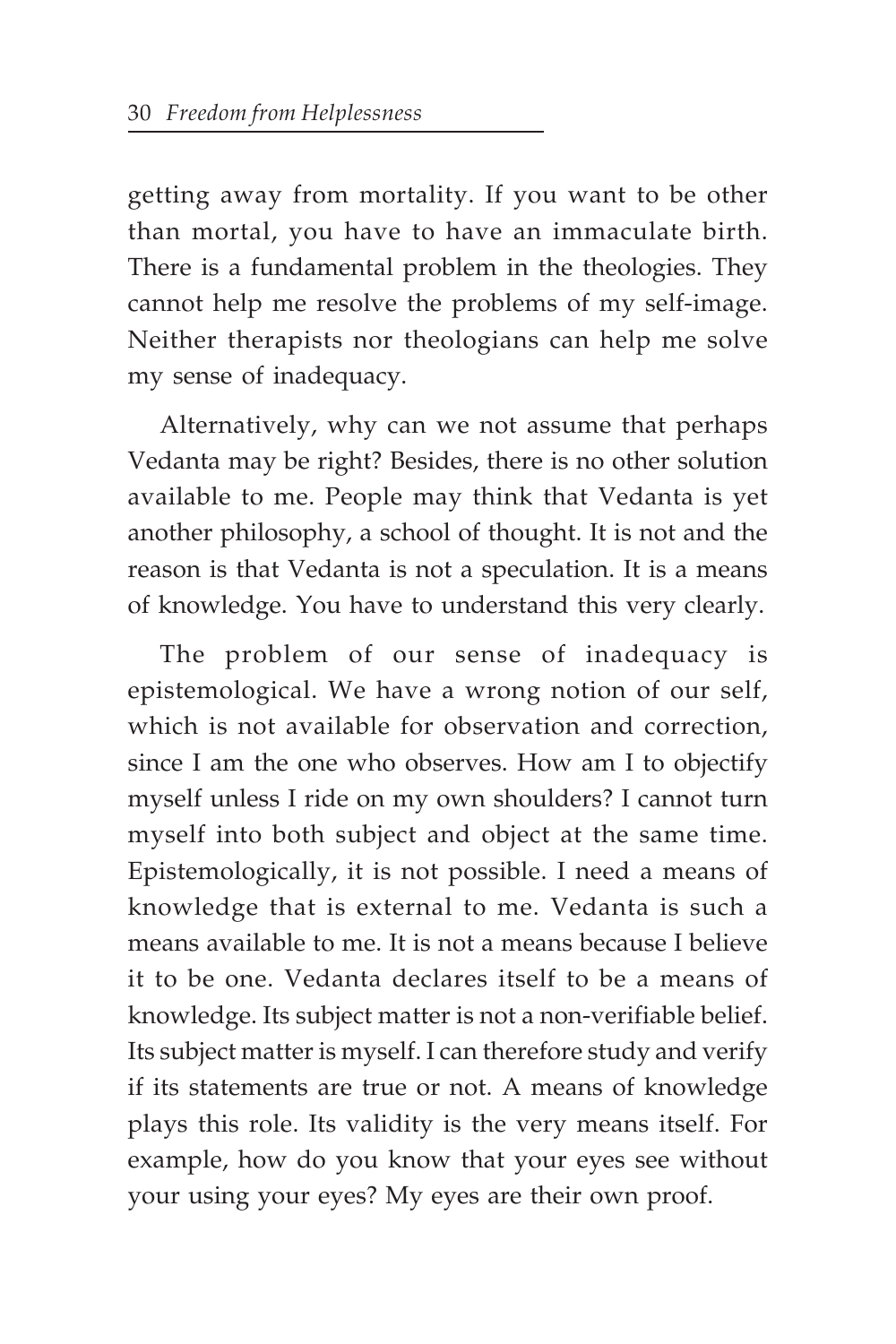getting away from mortality. If you want to be other than mortal, you have to have an immaculate birth. There is a fundamental problem in the theologies. They cannot help me resolve the problems of my self-image. Neither therapists nor theologians can help me solve my sense of inadequacy.

Alternatively, why can we not assume that perhaps Vedanta may be right? Besides, there is no other solution available to me. People may think that Vedanta is yet another philosophy, a school of thought. It is not and the reason is that Vedanta is not a speculation. It is a means of knowledge. You have to understand this very clearly.

The problem of our sense of inadequacy is epistemological. We have a wrong notion of our self, which is not available for observation and correction, since I am the one who observes. How am I to objectify myself unless I ride on my own shoulders? I cannot turn myself into both subject and object at the same time. Epistemologically, it is not possible. I need a means of knowledge that is external to me. Vedanta is such a means available to me. It is not a means because I believe it to be one. Vedanta declares itself to be a means of knowledge. Its subject matter is not a non-verifiable belief. Its subject matter is myself. I can therefore study and verify if its statements are true or not. A means of knowledge plays this role. Its validity is the very means itself. For example, how do you know that your eyes see without your using your eyes? My eyes are their own proof.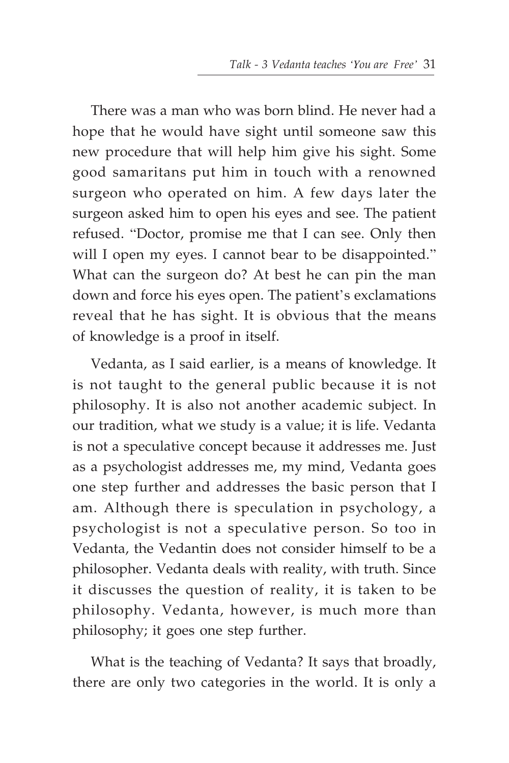There was a man who was born blind. He never had a hope that he would have sight until someone saw this new procedure that will help him give his sight. Some good samaritans put him in touch with a renowned surgeon who operated on him. A few days later the surgeon asked him to open his eyes and see. The patient refused. "Doctor, promise me that I can see. Only then will I open my eyes. I cannot bear to be disappointed." What can the surgeon do? At best he can pin the man down and force his eyes open. The patient's exclamations reveal that he has sight. It is obvious that the means of knowledge is a proof in itself.

Vedanta, as I said earlier, is a means of knowledge. It is not taught to the general public because it is not philosophy. It is also not another academic subject. In our tradition, what we study is a value; it is life. Vedanta is not a speculative concept because it addresses me. Just as a psychologist addresses me, my mind, Vedanta goes one step further and addresses the basic person that I am. Although there is speculation in psychology, a psychologist is not a speculative person. So too in Vedanta, the Vedantin does not consider himself to be a philosopher. Vedanta deals with reality, with truth. Since it discusses the question of reality, it is taken to be philosophy. Vedanta, however, is much more than philosophy; it goes one step further.

What is the teaching of Vedanta? It says that broadly, there are only two categories in the world. It is only a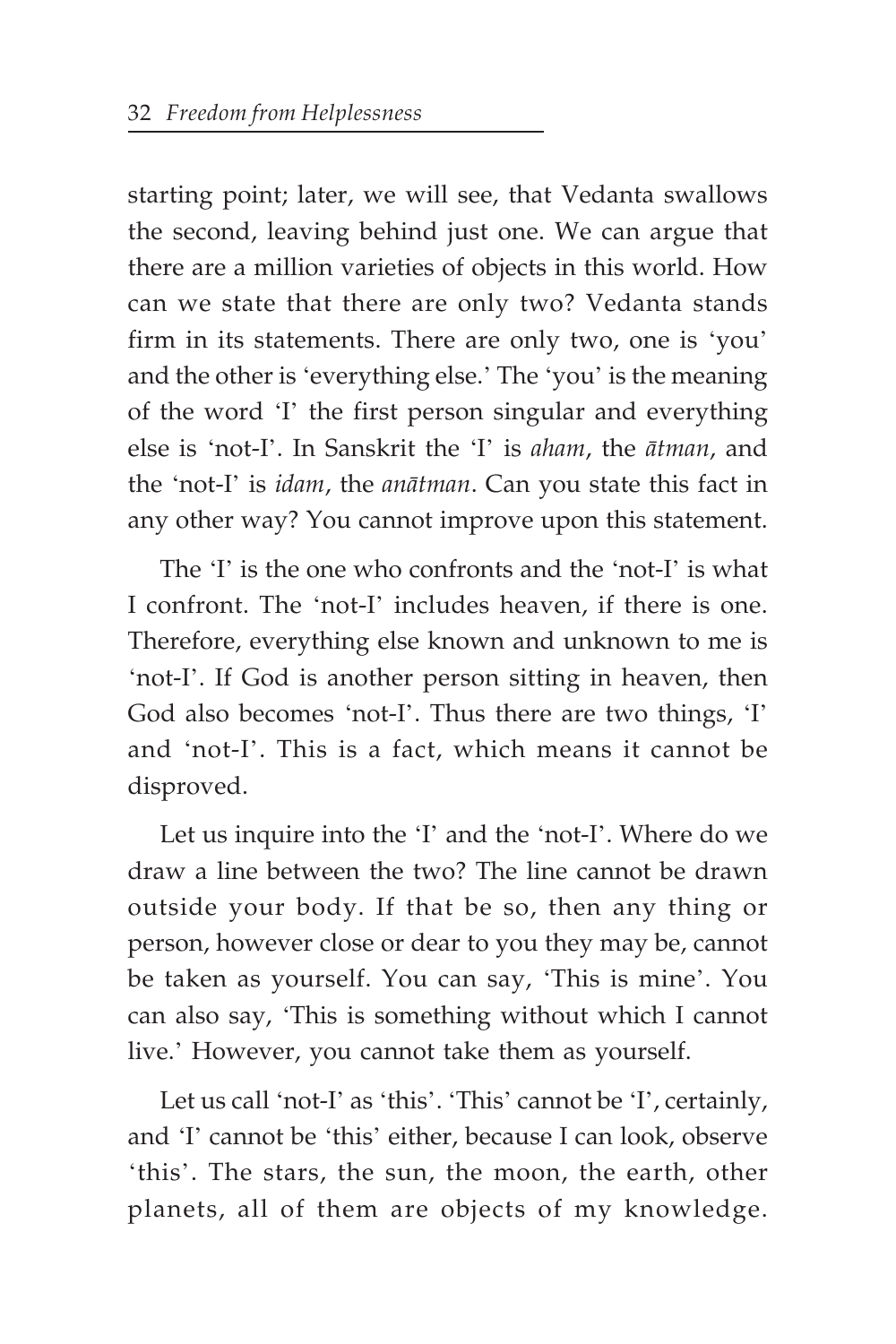starting point; later, we will see, that Vedanta swallows the second, leaving behind just one. We can argue that there are a million varieties of objects in this world. How can we state that there are only two? Vedanta stands firm in its statements. There are only two, one is 'you' and the other is 'everything else.' The 'you' is the meaning of the word 'I' the first person singular and everything else is 'not-I'. In Sanskrit the 'I' is *aham*, the *ātman*, and the 'not-I' is *idam*, the *anātman*. Can you state this fact in any other way? You cannot improve upon this statement.

The 'I' is the one who confronts and the 'not-I' is what I confront. The 'not-I' includes heaven, if there is one. Therefore, everything else known and unknown to me is 'not-I'. If God is another person sitting in heaven, then God also becomes 'not-I'. Thus there are two things, 'I' and 'not-I'. This is a fact, which means it cannot be disproved.

Let us inquire into the 'I' and the 'not-I'. Where do we draw a line between the two? The line cannot be drawn outside your body. If that be so, then any thing or person, however close or dear to you they may be, cannot be taken as yourself. You can say, 'This is mine'. You can also say, 'This is something without which I cannot live.' However, you cannot take them as yourself.

Let us call 'not-I' as 'this'. 'This' cannot be 'I', certainly, and 'I' cannot be 'this' either, because I can look, observe 'this'. The stars, the sun, the moon, the earth, other planets, all of them are objects of my knowledge.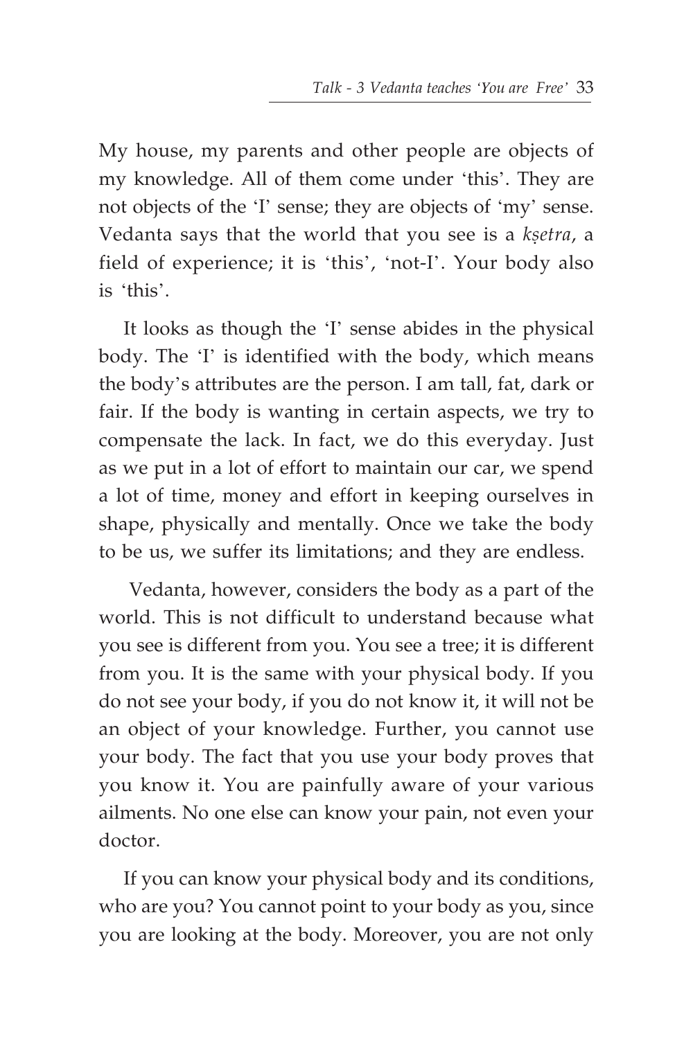My house, my parents and other people are objects of my knowledge. All of them come under 'this'. They are not objects of the 'I' sense; they are objects of 'my' sense. Vedanta says that the world that you see is a *kṣetra*, a field of experience; it is 'this', 'not-I'. Your body also is 'this'.

It looks as though the 'I' sense abides in the physical body. The 'I' is identified with the body, which means the body's attributes are the person. I am tall, fat, dark or fair. If the body is wanting in certain aspects, we try to compensate the lack. In fact, we do this everyday. Just as we put in a lot of effort to maintain our car, we spend a lot of time, money and effort in keeping ourselves in shape, physically and mentally. Once we take the body to be us, we suffer its limitations; and they are endless.

Vedanta, however, considers the body as a part of the world. This is not difficult to understand because what you see is different from you. You see a tree; it is different from you. It is the same with your physical body. If you do not see your body, if you do not know it, it will not be an object of your knowledge. Further, you cannot use your body. The fact that you use your body proves that you know it. You are painfully aware of your various ailments. No one else can know your pain, not even your doctor.

If you can know your physical body and its conditions, who are you? You cannot point to your body as you, since you are looking at the body. Moreover, you are not only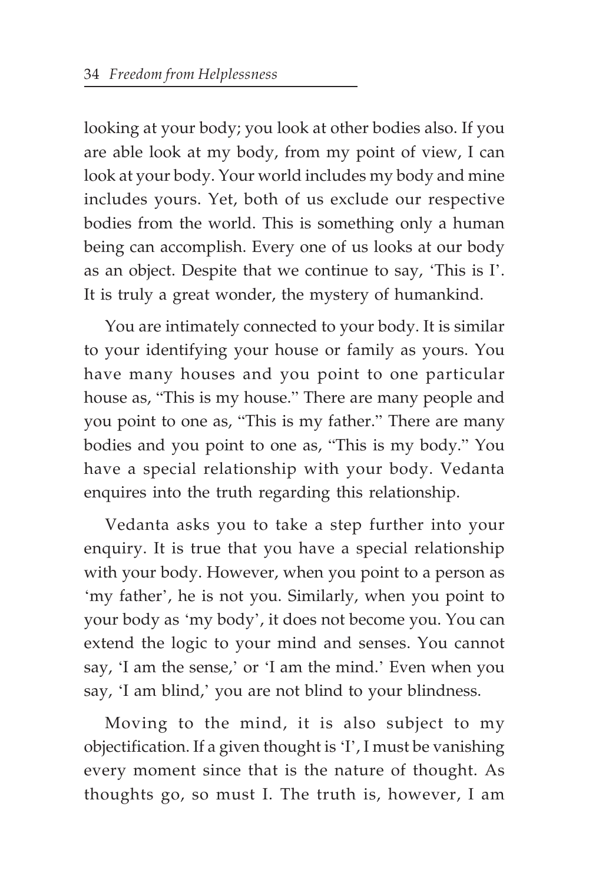looking at your body; you look at other bodies also. If you are able look at my body, from my point of view, I can look at your body. Your world includes my body and mine includes yours. Yet, both of us exclude our respective bodies from the world. This is something only a human being can accomplish. Every one of us looks at our body as an object. Despite that we continue to say, 'This is I'. It is truly a great wonder, the mystery of humankind.

You are intimately connected to your body. It is similar to your identifying your house or family as yours. You have many houses and you point to one particular house as, "This is my house." There are many people and you point to one as, "This is my father." There are many bodies and you point to one as, "This is my body." You have a special relationship with your body. Vedanta enquires into the truth regarding this relationship.

Vedanta asks you to take a step further into your enquiry. It is true that you have a special relationship with your body. However, when you point to a person as 'my father', he is not you. Similarly, when you point to your body as 'my body', it does not become you. You can extend the logic to your mind and senses. You cannot say, 'I am the sense,' or 'I am the mind.' Even when you say, 'I am blind,' you are not blind to your blindness.

Moving to the mind, it is also subject to my objectification. If a given thought is 'I', I must be vanishing every moment since that is the nature of thought. As thoughts go, so must I. The truth is, however, I am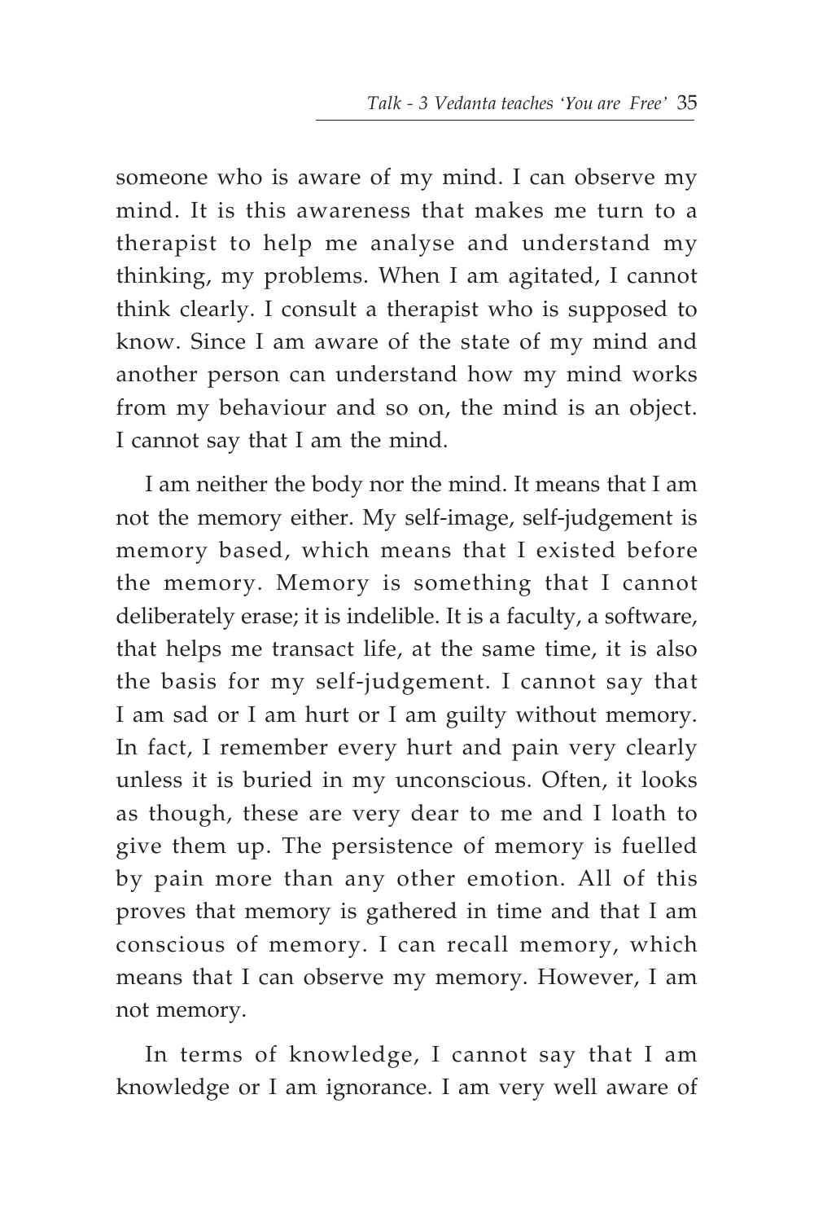someone who is aware of my mind. I can observe my mind. It is this awareness that makes me turn to a therapist to help me analyse and understand my thinking, my problems. When I am agitated, I cannot think clearly. I consult a therapist who is supposed to know. Since I am aware of the state of my mind and another person can understand how my mind works from my behaviour and so on, the mind is an object. I cannot say that I am the mind.

I am neither the body nor the mind. It means that I am not the memory either. My self-image, self-judgement is memory based, which means that I existed before the memory. Memory is something that I cannot deliberately erase; it is indelible. It is a faculty, a software, that helps me transact life, at the same time, it is also the basis for my self-judgement. I cannot say that I am sad or I am hurt or I am guilty without memory. In fact, I remember every hurt and pain very clearly unless it is buried in my unconscious. Often, it looks as though, these are very dear to me and I loath to give them up. The persistence of memory is fuelled by pain more than any other emotion. All of this proves that memory is gathered in time and that I am conscious of memory. I can recall memory, which means that I can observe my memory. However, I am not memory.

In terms of knowledge, I cannot say that I am knowledge or I am ignorance. I am very well aware of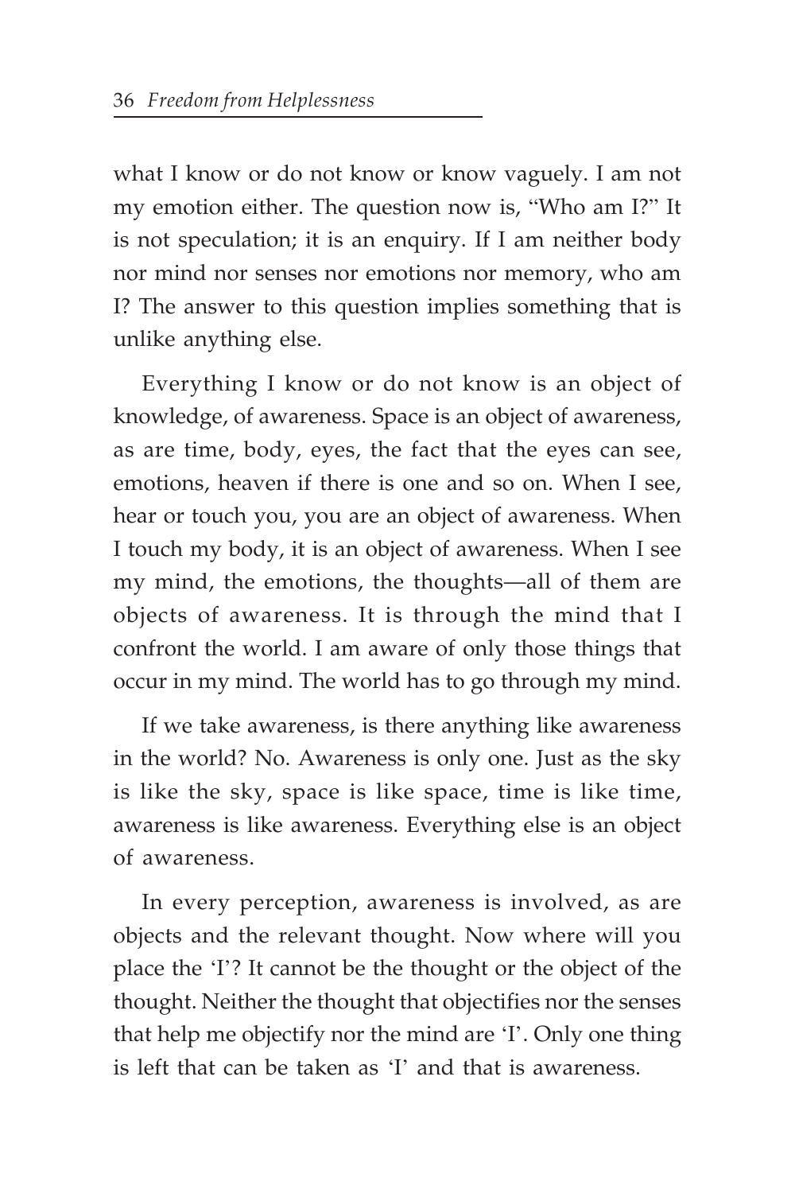what I know or do not know or know vaguely. I am not my emotion either. The question now is, "Who am I?" It is not speculation; it is an enquiry. If I am neither body nor mind nor senses nor emotions nor memory, who am I? The answer to this question implies something that is unlike anything else.

Everything I know or do not know is an object of knowledge, of awareness. Space is an object of awareness, as are time, body, eyes, the fact that the eyes can see, emotions, heaven if there is one and so on. When I see, hear or touch you, you are an object of awareness. When I touch my body, it is an object of awareness. When I see my mind, the emotions, the thoughts—all of them are objects of awareness. It is through the mind that I confront the world. I am aware of only those things that occur in my mind. The world has to go through my mind.

If we take awareness, is there anything like awareness in the world? No. Awareness is only one. Just as the sky is like the sky, space is like space, time is like time, awareness is like awareness. Everything else is an object of awareness.

In every perception, awareness is involved, as are objects and the relevant thought. Now where will you place the 'I'? It cannot be the thought or the object of the thought. Neither the thought that objectifies nor the senses that help me objectify nor the mind are 'I'. Only one thing is left that can be taken as 'I' and that is awareness.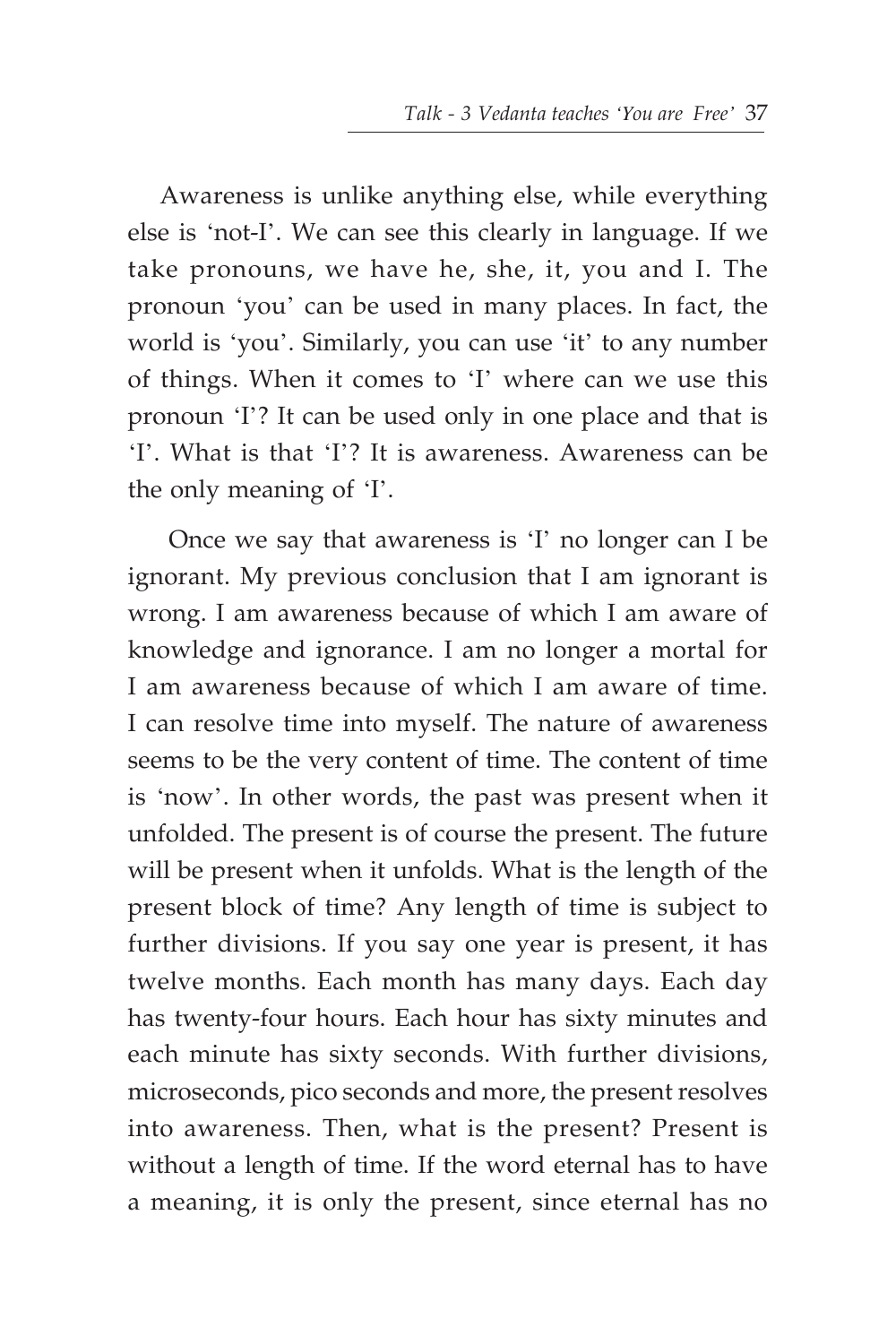Awareness is unlike anything else, while everything else is 'not-I'. We can see this clearly in language. If we take pronouns, we have he, she, it, you and I. The pronoun 'you' can be used in many places. In fact, the world is 'you'. Similarly, you can use 'it' to any number of things. When it comes to 'I' where can we use this pronoun 'I'? It can be used only in one place and that is 'I'. What is that 'I'? It is awareness. Awareness can be the only meaning of 'I'.

Once we say that awareness is 'I' no longer can I be ignorant. My previous conclusion that I am ignorant is wrong. I am awareness because of which I am aware of knowledge and ignorance. I am no longer a mortal for I am awareness because of which I am aware of time. I can resolve time into myself. The nature of awareness seems to be the very content of time. The content of time is 'now'. In other words, the past was present when it unfolded. The present is of course the present. The future will be present when it unfolds. What is the length of the present block of time? Any length of time is subject to further divisions. If you say one year is present, it has twelve months. Each month has many days. Each day has twenty-four hours. Each hour has sixty minutes and each minute has sixty seconds. With further divisions, microseconds, pico seconds and more, the present resolves into awareness. Then, what is the present? Present is without a length of time. If the word eternal has to have a meaning, it is only the present, since eternal has no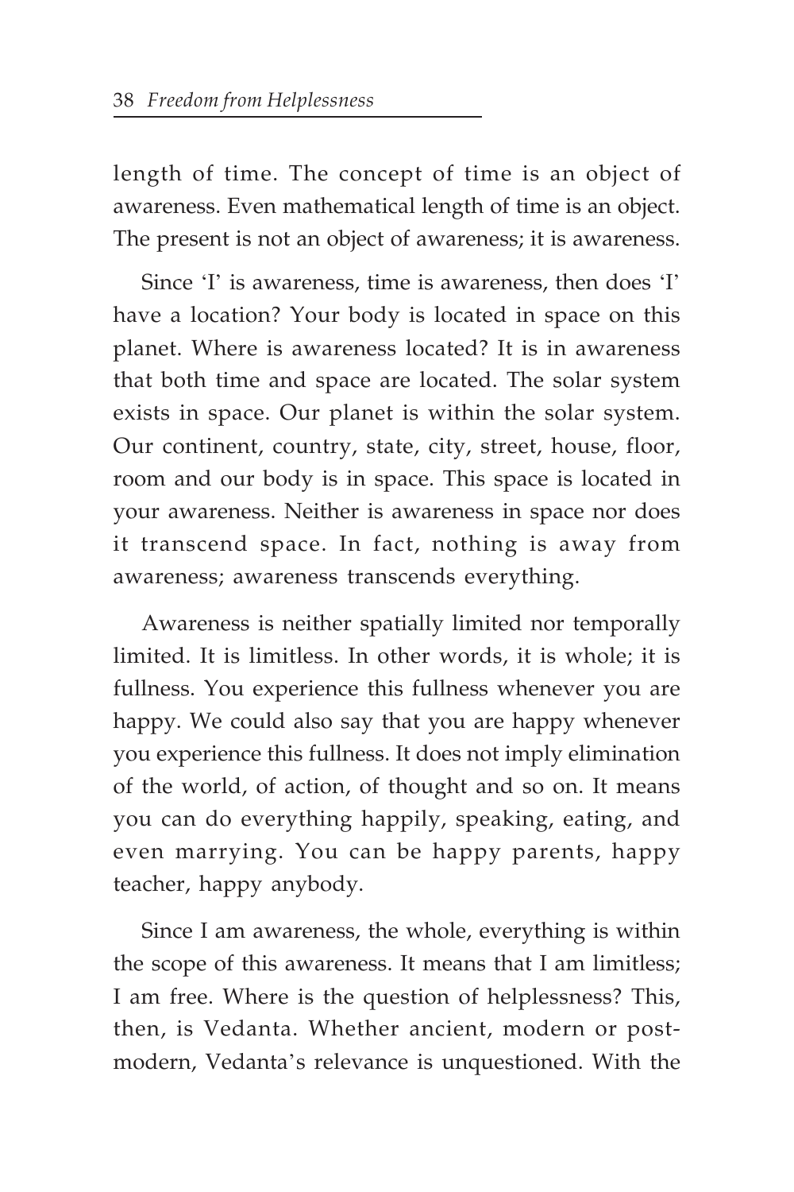length of time. The concept of time is an object of awareness. Even mathematical length of time is an object. The present is not an object of awareness; it is awareness.

Since 'I' is awareness, time is awareness, then does 'I' have a location? Your body is located in space on this planet. Where is awareness located? It is in awareness that both time and space are located. The solar system exists in space. Our planet is within the solar system. Our continent, country, state, city, street, house, floor, room and our body is in space. This space is located in your awareness. Neither is awareness in space nor does it transcend space. In fact, nothing is away from awareness; awareness transcends everything.

Awareness is neither spatially limited nor temporally limited. It is limitless. In other words, it is whole; it is fullness. You experience this fullness whenever you are happy. We could also say that you are happy whenever you experience this fullness. It does not imply elimination of the world, of action, of thought and so on. It means you can do everything happily, speaking, eating, and even marrying. You can be happy parents, happy teacher, happy anybody.

Since I am awareness, the whole, everything is within the scope of this awareness. It means that I am limitless; I am free. Where is the question of helplessness? This, then, is Vedanta. Whether ancient, modern or post-modern, Vedanta's relevance is unquestioned. With the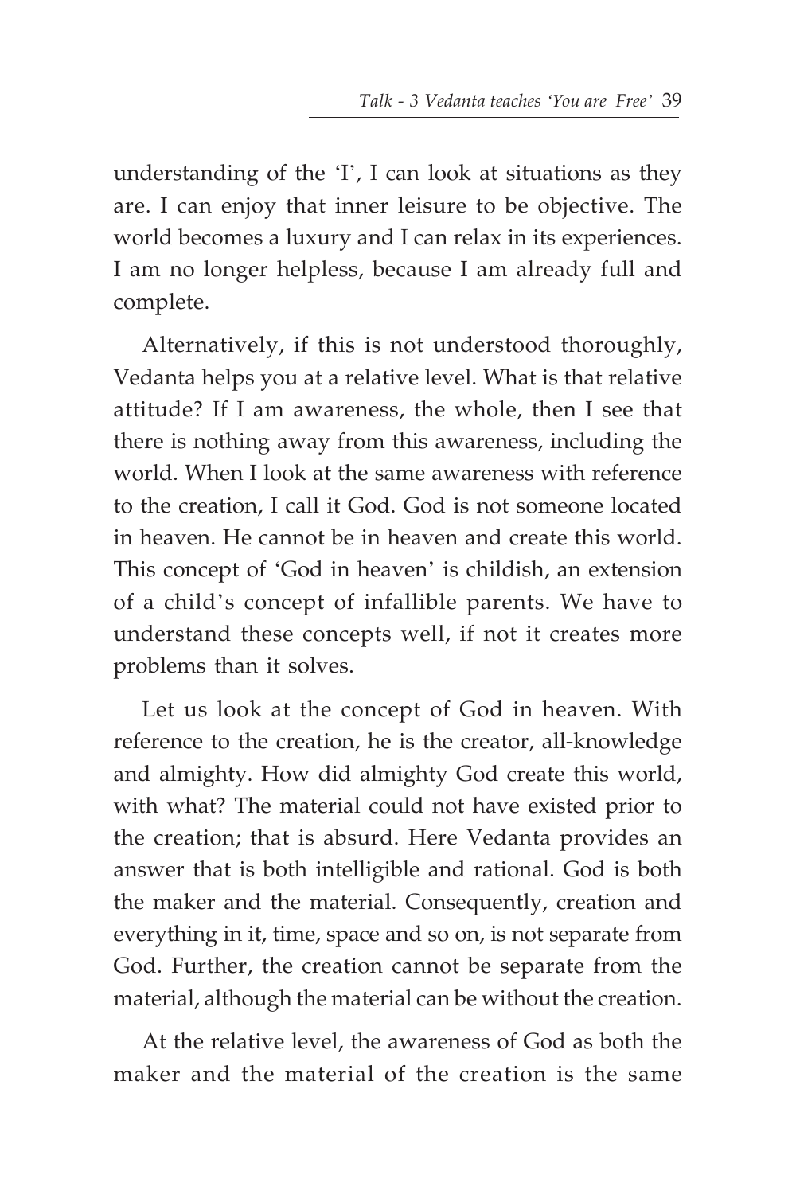understanding of the 'I', I can look at situations as they are. I can enjoy that inner leisure to be objective. The world becomes a luxury and I can relax in its experiences. I am no longer helpless, because I am already full and complete.

Alternatively, if this is not understood thoroughly, Vedanta helps you at a relative level. What is that relative attitude? If I am awareness, the whole, then I see that there is nothing away from this awareness, including the world. When I look at the same awareness with reference to the creation, I call it God. God is not someone located in heaven. He cannot be in heaven and create this world. This concept of 'God in heaven' is childish, an extension of a child's concept of infallible parents. We have to understand these concepts well, if not it creates more problems than it solves.

Let us look at the concept of God in heaven. With reference to the creation, he is the creator, all-knowledge and almighty. How did almighty God create this world, with what? The material could not have existed prior to the creation; that is absurd. Here Vedanta provides an answer that is both intelligible and rational. God is both the maker and the material. Consequently, creation and everything in it, time, space and so on, is not separate from God. Further, the creation cannot be separate from the material, although the material can be without the creation.

At the relative level, the awareness of God as both the maker and the material of the creation is the same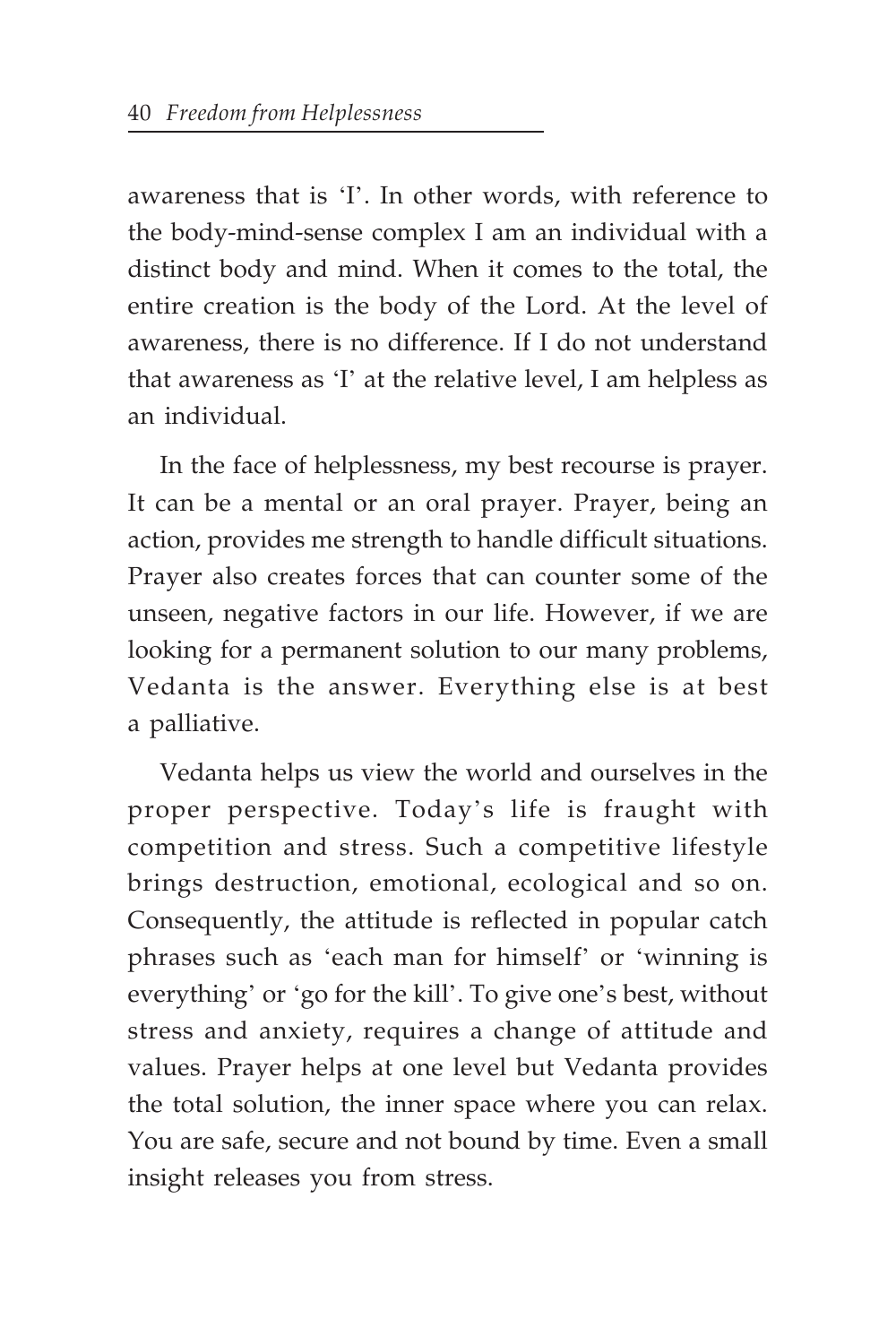awareness that is 'I'. In other words, with reference to the body-mind-sense complex I am an individual with a distinct body and mind. When it comes to the total, the entire creation is the body of the Lord. At the level of awareness, there is no difference. If I do not understand that awareness as 'I' at the relative level, I am helpless as an individual.

In the face of helplessness, my best recourse is prayer. It can be a mental or an oral prayer. Prayer, being an action, provides me strength to handle difficult situations. Prayer also creates forces that can counter some of the unseen, negative factors in our life. However, if we are looking for a permanent solution to our many problems, Vedanta is the answer. Everything else is at best a palliative.

Vedanta helps us view the world and ourselves in the proper perspective. Today's life is fraught with competition and stress. Such a competitive lifestyle brings destruction, emotional, ecological and so on. Consequently, the attitude is reflected in popular catch phrases such as 'each man for himself' or 'winning is everything' or 'go for the kill'. To give one's best, without stress and anxiety, requires a change of attitude and values. Prayer helps at one level but Vedanta provides the total solution, the inner space where you can relax. You are safe, secure and not bound by time. Even a small insight releases you from stress.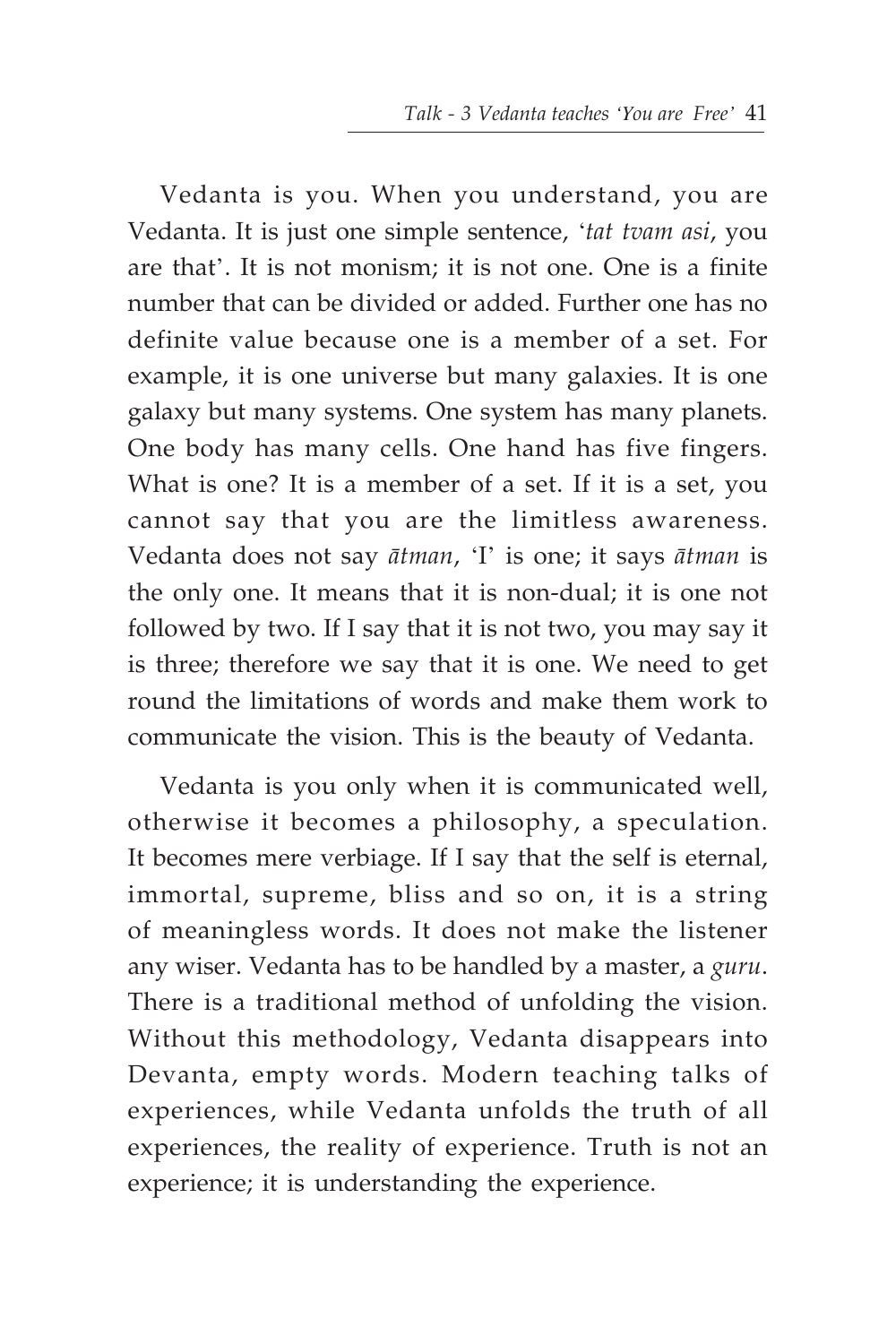Vedanta is you. When you understand, you are Vedanta. It is just one simple sentence, '*tat tvam asi*, you are that'. It is not monism; it is not one. One is a finite number that can be divided or added. Further one has no definite value because one is a member of a set. For example, it is one universe but many galaxies. It is one galaxy but many systems. One system has many planets. One body has many cells. One hand has five fingers. What is one? It is a member of a set. If it is a set, you cannot say that you are the limitless awareness. Vedanta does not say *ātman*, 'I' is one; it says *ātman* is the only one. It means that it is non-dual; it is one not followed by two. If I say that it is not two, you may say it is three; therefore we say that it is one. We need to get round the limitations of words and make them work to communicate the vision. This is the beauty of Vedanta.

Vedanta is you only when it is communicated well, otherwise it becomes a philosophy, a speculation. It becomes mere verbiage. If I say that the self is eternal, immortal, supreme, bliss and so on, it is a string of meaningless words. It does not make the listener any wiser. Vedanta has to be handled by a master, a *guru*. There is a traditional method of unfolding the vision. Without this methodology, Vedanta disappears into Devanta, empty words. Modern teaching talks of experiences, while Vedanta unfolds the truth of all experiences, the reality of experience. Truth is not an experience; it is understanding the experience.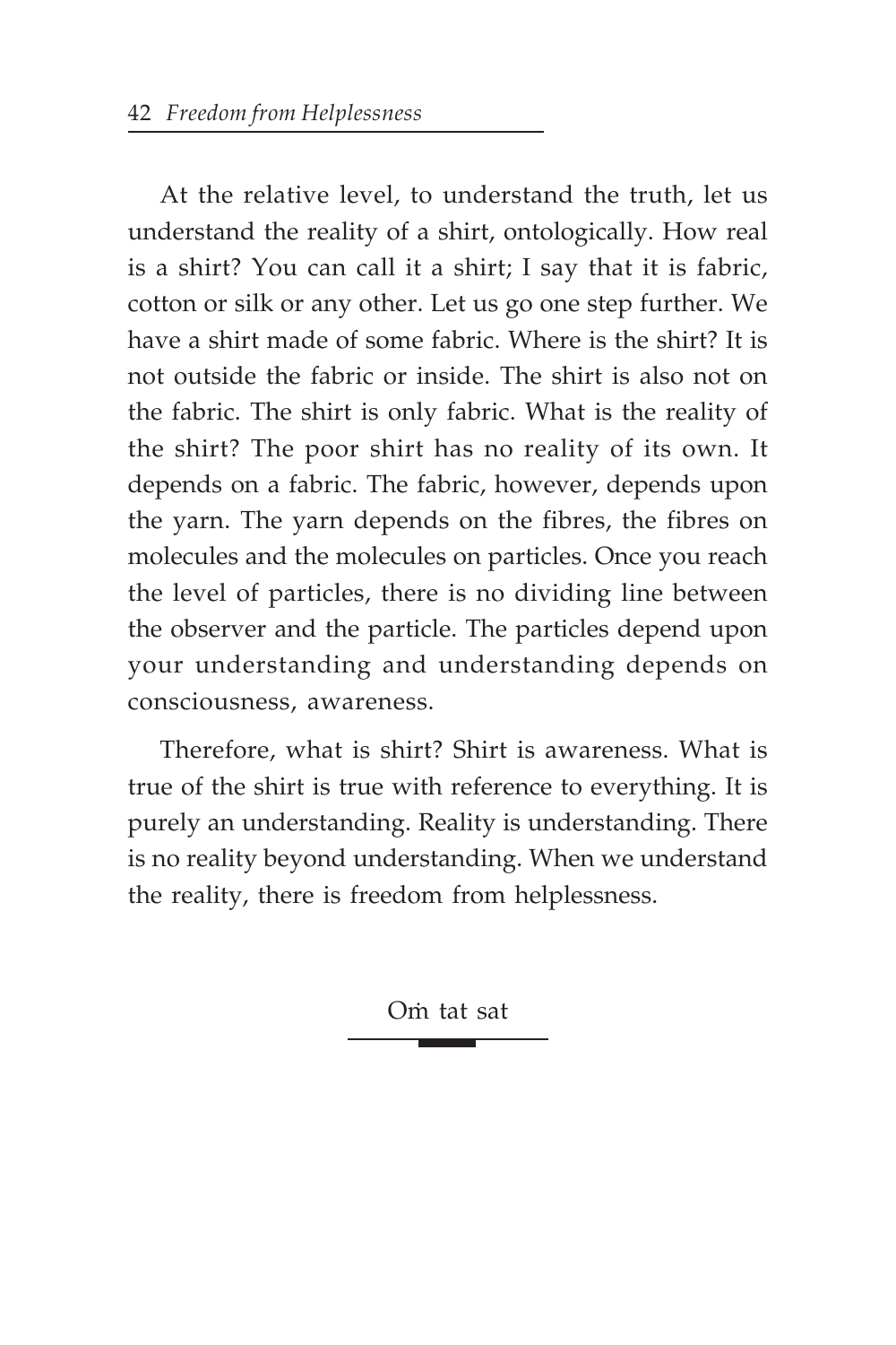At the relative level, to understand the truth, let us understand the reality of a shirt, ontologically. How real is a shirt? You can call it a shirt; I say that it is fabric, cotton or silk or any other. Let us go one step further. We have a shirt made of some fabric. Where is the shirt? It is not outside the fabric or inside. The shirt is also not on the fabric. The shirt is only fabric. What is the reality of the shirt? The poor shirt has no reality of its own. It depends on a fabric. The fabric, however, depends upon the yarn. The yarn depends on the fibres, the fibres on molecules and the molecules on particles. Once you reach the level of particles, there is no dividing line between the observer and the particle. The particles depend upon your understanding and understanding depends on consciousness, awareness.

Therefore, what is shirt? Shirt is awareness. What is true of the shirt is true with reference to everything. It is purely an understanding. Reality is understanding. There is no reality beyond understanding. When we understand the reality, there is freedom from helplessness.

Oṁ tat sat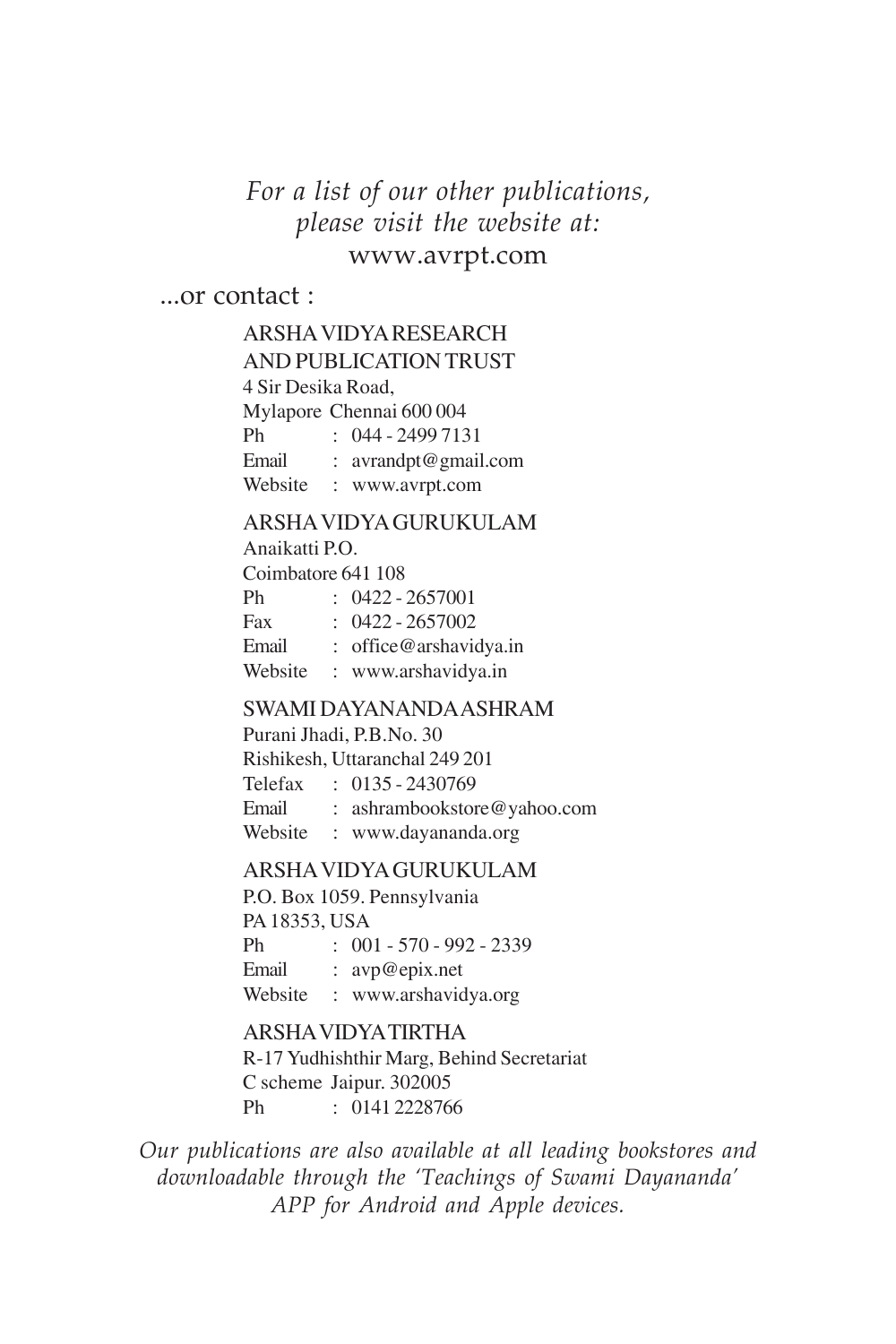*For a list of our other publications, please visit the website at:*
www.avrpt.com

...or contact :

ARSHA VIDYA RESEARCH
AND PUBLICATION TRUST
4 Sir Desika Road,
Mylapore Chennai 600 004
Ph : 044 - 2499 7131
Email : avrandpt@gmail.com
Website : www.avrpt.com

ARSHA VIDYA GURUKULAM
Anaikatti P.O.
Coimbatore 641 108
Ph : 0422 - 2657001
Fax : 0422 - 2657002
Email : office@arshavidya.in
Website : www.arshavidya.in

SWAMI DAYANANDA ASHRAM
Purani Jhadi, P.B.No. 30
Rishikesh, Uttaranchal 249 201
Telefax : 0135 - 2430769
Email : ashrambookstore@yahoo.com
Website : www.dayananda.org

ARSHA VIDYA GURUKULAM
P.O. Box 1059. Pennsylvania
PA 18353, USA
Ph : 001 - 570 - 992 - 2339
Email : avp@epix.net
Website : www.arshavidya.org

ARSHA VIDYA TIRTHA
R-17 Yudhishthir Marg, Behind Secretariat
C scheme Jaipur. 302005
Ph : 0141 2228766

*Our publications are also available at all leading bookstores and downloadable through the 'Teachings of Swami Dayananda' APP for Android and Apple devices.*